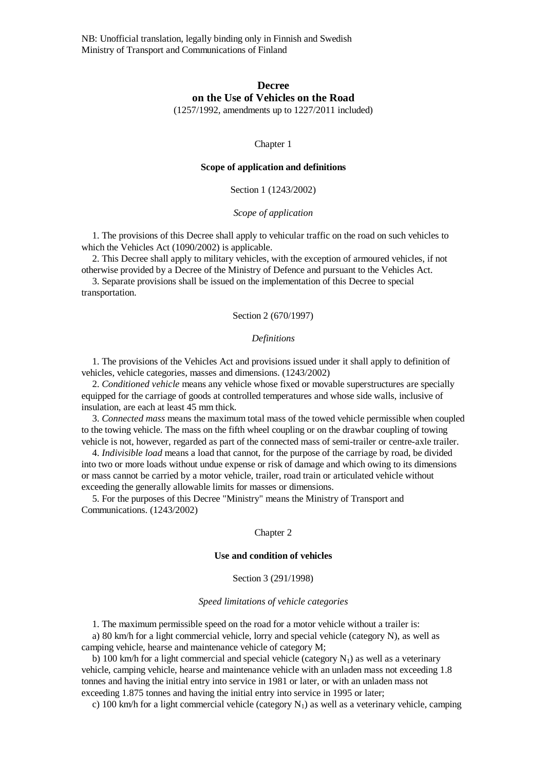NB: Unofficial translation, legally binding only in Finnish and Swedish
Ministry of Transport and Communications of Finland

# Decree
# on the Use of Vehicles on the Road

(1257/1992, amendments up to 1227/2011 included)

## Chapter 1

### Scope of application and definitions

Section 1 (1243/2002)

*Scope of application*

1. The provisions of this Decree shall apply to vehicular traffic on the road on such vehicles to which the Vehicles Act (1090/2002) is applicable.
2. This Decree shall apply to military vehicles, with the exception of armoured vehicles, if not otherwise provided by a Decree of the Ministry of Defence and pursuant to the Vehicles Act.
3. Separate provisions shall be issued on the implementation of this Decree to special transportation.

Section 2 (670/1997)

*Definitions*

1. The provisions of the Vehicles Act and provisions issued under it shall apply to definition of vehicles, vehicle categories, masses and dimensions. (1243/2002)
2. *Conditioned vehicle* means any vehicle whose fixed or movable superstructures are specially equipped for the carriage of goods at controlled temperatures and whose side walls, inclusive of insulation, are each at least 45 mm thick.
3. *Connected mass* means the maximum total mass of the towed vehicle permissible when coupled to the towing vehicle. The mass on the fifth wheel coupling or on the drawbar coupling of towing vehicle is not, however, regarded as part of the connected mass of semi-trailer or centre-axle trailer.
4. *Indivisible load* means a load that cannot, for the purpose of the carriage by road, be divided into two or more loads without undue expense or risk of damage and which owing to its dimensions or mass cannot be carried by a motor vehicle, trailer, road train or articulated vehicle without exceeding the generally allowable limits for masses or dimensions.
5. For the purposes of this Decree "Ministry" means the Ministry of Transport and Communications. (1243/2002)

## Chapter 2

### Use and condition of vehicles

Section 3 (291/1998)

*Speed limitations of vehicle categories*

1. The maximum permissible speed on the road for a motor vehicle without a trailer is:

a) 80 km/h for a light commercial vehicle, lorry and special vehicle (category N), as well as camping vehicle, hearse and maintenance vehicle of category M;

b) 100 km/h for a light commercial and special vehicle (category $N_1$) as well as a veterinary vehicle, camping vehicle, hearse and maintenance vehicle with an unladen mass not exceeding 1.8 tonnes and having the initial entry into service in 1981 or later, or with an unladen mass not exceeding 1.875 tonnes and having the initial entry into service in 1995 or later;

c) 100 km/h for a light commercial vehicle (category $N_1$) as well as a veterinary vehicle, camping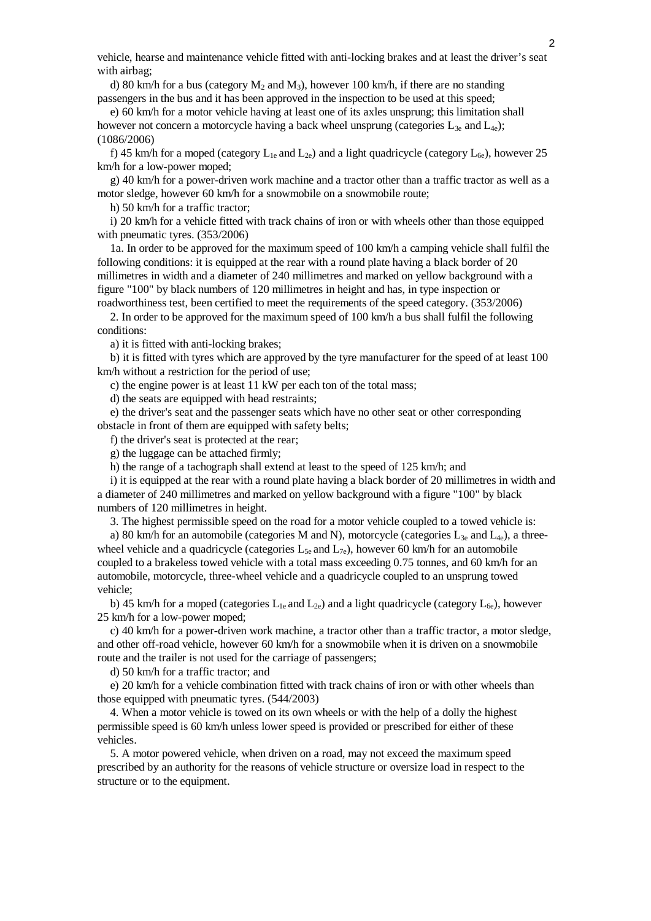vehicle, hearse and maintenance vehicle fitted with anti-locking brakes and at least the driver's seat with airbag;

d) 80 km/h for a bus (category $M_2$ and $M_3$), however 100 km/h, if there are no standing passengers in the bus and it has been approved in the inspection to be used at this speed;

e) 60 km/h for a motor vehicle having at least one of its axles unsprung; this limitation shall however not concern a motorcycle having a back wheel unsprung (categories $L_{3e}$ and $L_{4e}$); (1086/2006)

f) 45 km/h for a moped (category $L_{1e}$ and $L_{2e}$) and a light quadricycle (category $L_{6e}$), however 25 km/h for a low-power moped;

g) 40 km/h for a power-driven work machine and a tractor other than a traffic tractor as well as a motor sledge, however 60 km/h for a snowmobile on a snowmobile route;

h) 50 km/h for a traffic tractor;

i) 20 km/h for a vehicle fitted with track chains of iron or with wheels other than those equipped with pneumatic tyres. (353/2006)

1a. In order to be approved for the maximum speed of 100 km/h a camping vehicle shall fulfil the following conditions: it is equipped at the rear with a round plate having a black border of 20 millimetres in width and a diameter of 240 millimetres and marked on yellow background with a figure "100" by black numbers of 120 millimetres in height and has, in type inspection or roadworthiness test, been certified to meet the requirements of the speed category. (353/2006)

2. In order to be approved for the maximum speed of 100 km/h a bus shall fulfil the following conditions:

a) it is fitted with anti-locking brakes;

b) it is fitted with tyres which are approved by the tyre manufacturer for the speed of at least 100 km/h without a restriction for the period of use;

c) the engine power is at least 11 kW per each ton of the total mass;

d) the seats are equipped with head restraints;

e) the driver's seat and the passenger seats which have no other seat or other corresponding obstacle in front of them are equipped with safety belts;

f) the driver's seat is protected at the rear;

g) the luggage can be attached firmly;

h) the range of a tachograph shall extend at least to the speed of 125 km/h; and

i) it is equipped at the rear with a round plate having a black border of 20 millimetres in width and a diameter of 240 millimetres and marked on yellow background with a figure "100" by black numbers of 120 millimetres in height.

3. The highest permissible speed on the road for a motor vehicle coupled to a towed vehicle is:

a) 80 km/h for an automobile (categories M and N), motorcycle (categories $L_{3e}$ and $L_{4e}$), a three-wheel vehicle and a quadricycle (categories $L_{5e}$ and $L_{7e}$), however 60 km/h for an automobile coupled to a brakeless towed vehicle with a total mass exceeding 0.75 tonnes, and 60 km/h for an automobile, motorcycle, three-wheel vehicle and a quadricycle coupled to an unsprung towed vehicle;

b) 45 km/h for a moped (categories $L_{1e}$ and $L_{2e}$) and a light quadricycle (category $L_{6e}$), however 25 km/h for a low-power moped;

c) 40 km/h for a power-driven work machine, a tractor other than a traffic tractor, a motor sledge, and other off-road vehicle, however 60 km/h for a snowmobile when it is driven on a snowmobile route and the trailer is not used for the carriage of passengers;

d) 50 km/h for a traffic tractor; and

e) 20 km/h for a vehicle combination fitted with track chains of iron or with other wheels than those equipped with pneumatic tyres. (544/2003)

4. When a motor vehicle is towed on its own wheels or with the help of a dolly the highest permissible speed is 60 km/h unless lower speed is provided or prescribed for either of these vehicles.

5. A motor powered vehicle, when driven on a road, may not exceed the maximum speed prescribed by an authority for the reasons of vehicle structure or oversize load in respect to the structure or to the equipment.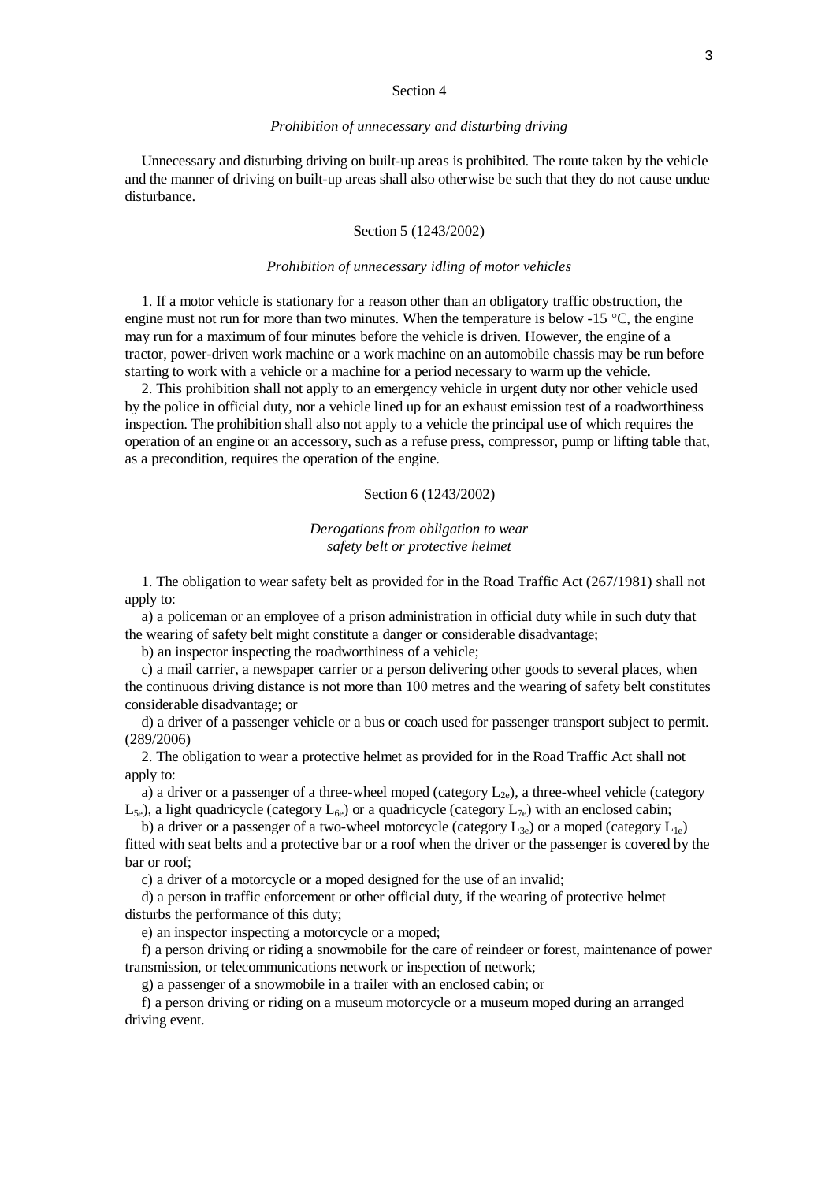## Section 4

*Prohibition of unnecessary and disturbing driving*

Unnecessary and disturbing driving on built-up areas is prohibited. The route taken by the vehicle and the manner of driving on built-up areas shall also otherwise be such that they do not cause undue disturbance.

## Section 5 (1243/2002)

*Prohibition of unnecessary idling of motor vehicles*

1. If a motor vehicle is stationary for a reason other than an obligatory traffic obstruction, the engine must not run for more than two minutes. When the temperature is below -15 °C, the engine may run for a maximum of four minutes before the vehicle is driven. However, the engine of a tractor, power-driven work machine or a work machine on an automobile chassis may be run before starting to work with a vehicle or a machine for a period necessary to warm up the vehicle.

2. This prohibition shall not apply to an emergency vehicle in urgent duty nor other vehicle used by the police in official duty, nor a vehicle lined up for an exhaust emission test of a roadworthiness inspection. The prohibition shall also not apply to a vehicle the principal use of which requires the operation of an engine or an accessory, such as a refuse press, compressor, pump or lifting table that, as a precondition, requires the operation of the engine.

## Section 6 (1243/2002)

*Derogations from obligation to wear safety belt or protective helmet*

1. The obligation to wear safety belt as provided for in the Road Traffic Act (267/1981) shall not apply to:

a) a policeman or an employee of a prison administration in official duty while in such duty that the wearing of safety belt might constitute a danger or considerable disadvantage;

b) an inspector inspecting the roadworthiness of a vehicle;

c) a mail carrier, a newspaper carrier or a person delivering other goods to several places, when the continuous driving distance is not more than 100 metres and the wearing of safety belt constitutes considerable disadvantage; or

d) a driver of a passenger vehicle or a bus or coach used for passenger transport subject to permit. (289/2006)

2. The obligation to wear a protective helmet as provided for in the Road Traffic Act shall not apply to:

a) a driver or a passenger of a three-wheel moped (category $L_{2e}$), a three-wheel vehicle (category $L_{5e}$), a light quadricycle (category $L_{6e}$) or a quadricycle (category $L_{7e}$) with an enclosed cabin;

b) a driver or a passenger of a two-wheel motorcycle (category $L_{3e}$) or a moped (category $L_{1e}$) fitted with seat belts and a protective bar or a roof when the driver or the passenger is covered by the bar or roof;

c) a driver of a motorcycle or a moped designed for the use of an invalid;

d) a person in traffic enforcement or other official duty, if the wearing of protective helmet disturbs the performance of this duty;

e) an inspector inspecting a motorcycle or a moped;

f) a person driving or riding a snowmobile for the care of reindeer or forest, maintenance of power transmission, or telecommunications network or inspection of network;

g) a passenger of a snowmobile in a trailer with an enclosed cabin; or

f) a person driving or riding on a museum motorcycle or a museum moped during an arranged driving event.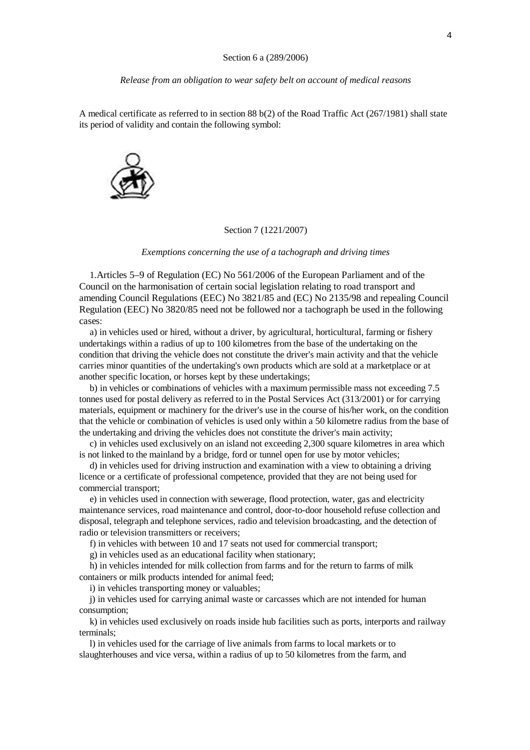Section 6 a (289/2006)

*Release from an obligation to wear safety belt on account of medical reasons*

A medical certificate as referred to in section 88 b(2) of the Road Traffic Act (267/1981) shall state its period of validity and contain the following symbol:

Section 7 (1221/2007)

*Exemptions concerning the use of a tachograph and driving times*

1.Articles 5–9 of Regulation (EC) No 561/2006 of the European Parliament and of the Council on the harmonisation of certain social legislation relating to road transport and amending Council Regulations (EEC) No 3821/85 and (EC) No 2135/98 and repealing Council Regulation (EEC) No 3820/85 need not be followed nor a tachograph be used in the following cases:

a) in vehicles used or hired, without a driver, by agricultural, horticultural, farming or fishery undertakings within a radius of up to 100 kilometres from the base of the undertaking on the condition that driving the vehicle does not constitute the driver's main activity and that the vehicle carries minor quantities of the undertaking's own products which are sold at a marketplace or at another specific location, or horses kept by these undertakings;

b) in vehicles or combinations of vehicles with a maximum permissible mass not exceeding 7.5 tonnes used for postal delivery as referred to in the Postal Services Act (313/2001) or for carrying materials, equipment or machinery for the driver's use in the course of his/her work, on the condition that the vehicle or combination of vehicles is used only within a 50 kilometre radius from the base of the undertaking and driving the vehicles does not constitute the driver's main activity;

c) in vehicles used exclusively on an island not exceeding 2,300 square kilometres in area which is not linked to the mainland by a bridge, ford or tunnel open for use by motor vehicles;

d) in vehicles used for driving instruction and examination with a view to obtaining a driving licence or a certificate of professional competence, provided that they are not being used for commercial transport;

e) in vehicles used in connection with sewerage, flood protection, water, gas and electricity maintenance services, road maintenance and control, door-to-door household refuse collection and disposal, telegraph and telephone services, radio and television broadcasting, and the detection of radio or television transmitters or receivers;

f) in vehicles with between 10 and 17 seats not used for commercial transport;

g) in vehicles used as an educational facility when stationary;

h) in vehicles intended for milk collection from farms and for the return to farms of milk containers or milk products intended for animal feed;

i) in vehicles transporting money or valuables;

j) in vehicles used for carrying animal waste or carcasses which are not intended for human consumption;

k) in vehicles used exclusively on roads inside hub facilities such as ports, interports and railway terminals;

l) in vehicles used for the carriage of live animals from farms to local markets or to slaughterhouses and vice versa, within a radius of up to 50 kilometres from the farm, and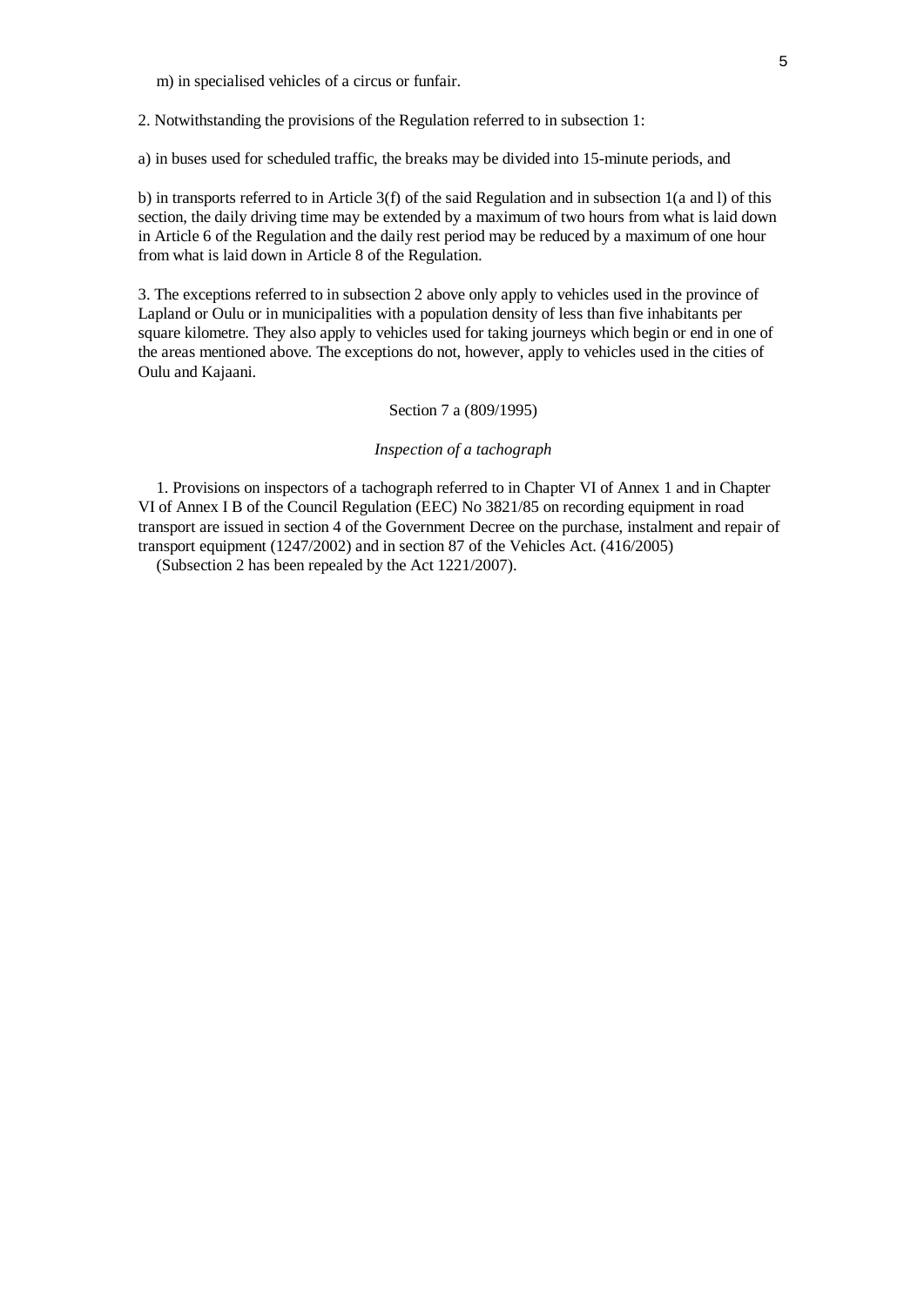m) in specialised vehicles of a circus or funfair.

2. Notwithstanding the provisions of the Regulation referred to in subsection 1:

a) in buses used for scheduled traffic, the breaks may be divided into 15-minute periods, and

b) in transports referred to in Article 3(f) of the said Regulation and in subsection 1(a and l) of this section, the daily driving time may be extended by a maximum of two hours from what is laid down in Article 6 of the Regulation and the daily rest period may be reduced by a maximum of one hour from what is laid down in Article 8 of the Regulation.

3. The exceptions referred to in subsection 2 above only apply to vehicles used in the province of Lapland or Oulu or in municipalities with a population density of less than five inhabitants per square kilometre. They also apply to vehicles used for taking journeys which begin or end in one of the areas mentioned above. The exceptions do not, however, apply to vehicles used in the cities of Oulu and Kajaani.

Section 7 a (809/1995)

*Inspection of a tachograph*

1. Provisions on inspectors of a tachograph referred to in Chapter VI of Annex 1 and in Chapter VI of Annex I B of the Council Regulation (EEC) No 3821/85 on recording equipment in road transport are issued in section 4 of the Government Decree on the purchase, instalment and repair of transport equipment (1247/2002) and in section 87 of the Vehicles Act. (416/2005)

(Subsection 2 has been repealed by the Act 1221/2007).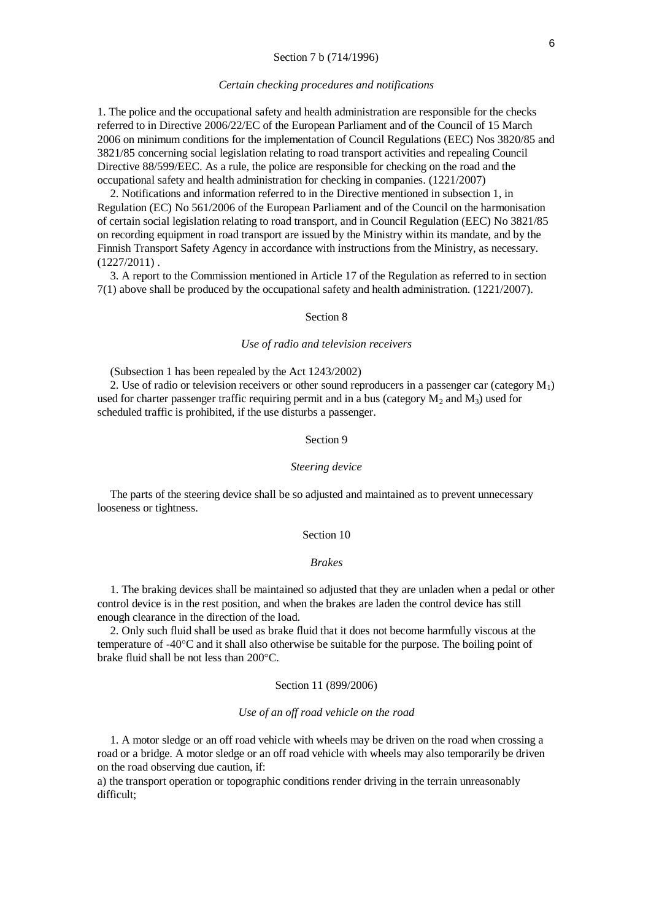### Section 7 b (714/1996)

*Certain checking procedures and notifications*

1. The police and the occupational safety and health administration are responsible for the checks referred to in Directive 2006/22/EC of the European Parliament and of the Council of 15 March 2006 on minimum conditions for the implementation of Council Regulations (EEC) Nos 3820/85 and 3821/85 concerning social legislation relating to road transport activities and repealing Council Directive 88/599/EEC. As a rule, the police are responsible for checking on the road and the occupational safety and health administration for checking in companies. (1221/2007)

2. Notifications and information referred to in the Directive mentioned in subsection 1, in Regulation (EC) No 561/2006 of the European Parliament and of the Council on the harmonisation of certain social legislation relating to road transport, and in Council Regulation (EEC) No 3821/85 on recording equipment in road transport are issued by the Ministry within its mandate, and by the Finnish Transport Safety Agency in accordance with instructions from the Ministry, as necessary. (1227/2011) .

3. A report to the Commission mentioned in Article 17 of the Regulation as referred to in section 7(1) above shall be produced by the occupational safety and health administration. (1221/2007).

### Section 8

*Use of radio and television receivers*

(Subsection 1 has been repealed by the Act 1243/2002)

2. Use of radio or television receivers or other sound reproducers in a passenger car (category $M_1$) used for charter passenger traffic requiring permit and in a bus (category $M_2$ and $M_3$) used for scheduled traffic is prohibited, if the use disturbs a passenger.

### Section 9

*Steering device*

The parts of the steering device shall be so adjusted and maintained as to prevent unnecessary looseness or tightness.

### Section 10

*Brakes*

1. The braking devices shall be maintained so adjusted that they are unladen when a pedal or other control device is in the rest position, and when the brakes are laden the control device has still enough clearance in the direction of the load.

2. Only such fluid shall be used as brake fluid that it does not become harmfully viscous at the temperature of -40°C and it shall also otherwise be suitable for the purpose. The boiling point of brake fluid shall be not less than 200°C.

### Section 11 (899/2006)

*Use of an off road vehicle on the road*

1. A motor sledge or an off road vehicle with wheels may be driven on the road when crossing a road or a bridge. A motor sledge or an off road vehicle with wheels may also temporarily be driven on the road observing due caution, if:

a) the transport operation or topographic conditions render driving in the terrain unreasonably difficult;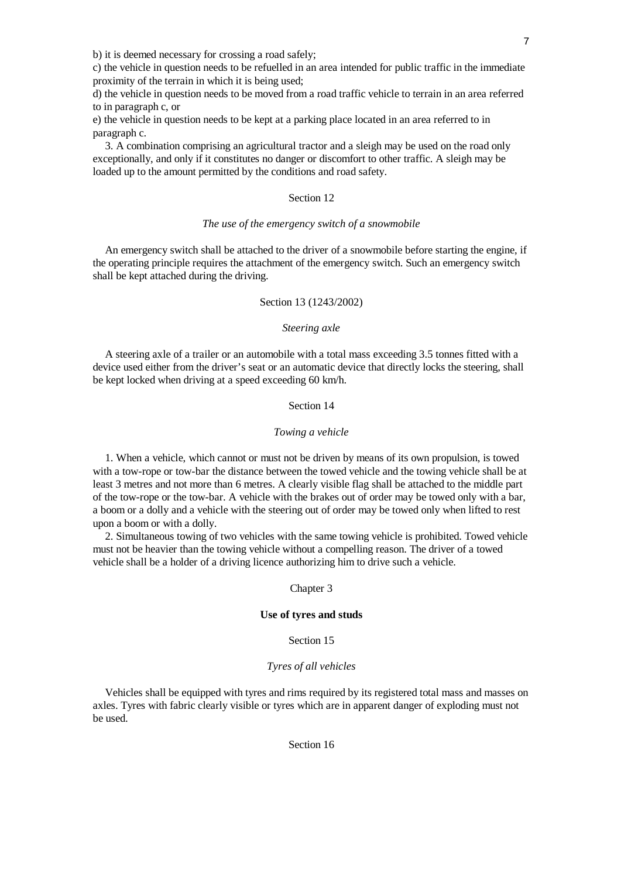b) it is deemed necessary for crossing a road safely;

c) the vehicle in question needs to be refuelled in an area intended for public traffic in the immediate proximity of the terrain in which it is being used;

d) the vehicle in question needs to be moved from a road traffic vehicle to terrain in an area referred to in paragraph c, or

e) the vehicle in question needs to be kept at a parking place located in an area referred to in paragraph c.

3. A combination comprising an agricultural tractor and a sleigh may be used on the road only exceptionally, and only if it constitutes no danger or discomfort to other traffic. A sleigh may be loaded up to the amount permitted by the conditions and road safety.

Section 12

*The use of the emergency switch of a snowmobile*

An emergency switch shall be attached to the driver of a snowmobile before starting the engine, if the operating principle requires the attachment of the emergency switch. Such an emergency switch shall be kept attached during the driving.

Section 13 (1243/2002)

*Steering axle*

A steering axle of a trailer or an automobile with a total mass exceeding 3.5 tonnes fitted with a device used either from the driver's seat or an automatic device that directly locks the steering, shall be kept locked when driving at a speed exceeding 60 km/h.

Section 14

*Towing a vehicle*

1. When a vehicle, which cannot or must not be driven by means of its own propulsion, is towed with a tow-rope or tow-bar the distance between the towed vehicle and the towing vehicle shall be at least 3 metres and not more than 6 metres. A clearly visible flag shall be attached to the middle part of the tow-rope or the tow-bar. A vehicle with the brakes out of order may be towed only with a bar, a boom or a dolly and a vehicle with the steering out of order may be towed only when lifted to rest upon a boom or with a dolly.

2. Simultaneous towing of two vehicles with the same towing vehicle is prohibited. Towed vehicle must not be heavier than the towing vehicle without a compelling reason. The driver of a towed vehicle shall be a holder of a driving licence authorizing him to drive such a vehicle.

Chapter 3

**Use of tyres and studs**

Section 15

*Tyres of all vehicles*

Vehicles shall be equipped with tyres and rims required by its registered total mass and masses on axles. Tyres with fabric clearly visible or tyres which are in apparent danger of exploding must not be used.

Section 16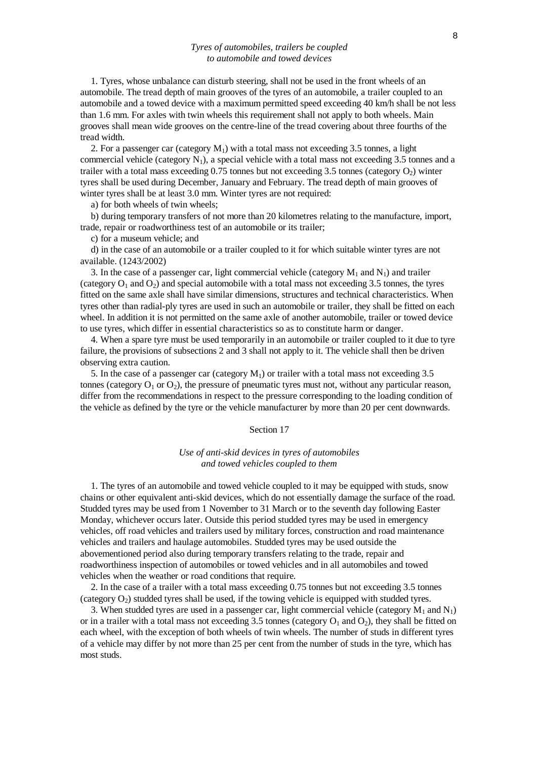*Tyres of automobiles, trailers be coupled to automobile and towed devices*

1. Tyres, whose unbalance can disturb steering, shall not be used in the front wheels of an automobile. The tread depth of main grooves of the tyres of an automobile, a trailer coupled to an automobile and a towed device with a maximum permitted speed exceeding 40 km/h shall be not less than 1.6 mm. For axles with twin wheels this requirement shall not apply to both wheels. Main grooves shall mean wide grooves on the centre-line of the tread covering about three fourths of the tread width.

2. For a passenger car (category $M_1$) with a total mass not exceeding 3.5 tonnes, a light commercial vehicle (category $N_1$), a special vehicle with a total mass not exceeding 3.5 tonnes and a trailer with a total mass exceeding 0.75 tonnes but not exceeding 3.5 tonnes (category $O_2$) winter tyres shall be used during December, January and February. The tread depth of main grooves of winter tyres shall be at least 3.0 mm. Winter tyres are not required:

a) for both wheels of twin wheels;

b) during temporary transfers of not more than 20 kilometres relating to the manufacture, import, trade, repair or roadworthiness test of an automobile or its trailer;

c) for a museum vehicle; and

d) in the case of an automobile or a trailer coupled to it for which suitable winter tyres are not available. (1243/2002)

3. In the case of a passenger car, light commercial vehicle (category $M_1$ and $N_1$) and trailer (category $O_1$ and $O_2$) and special automobile with a total mass not exceeding 3.5 tonnes, the tyres fitted on the same axle shall have similar dimensions, structures and technical characteristics. When tyres other than radial-ply tyres are used in such an automobile or trailer, they shall be fitted on each wheel. In addition it is not permitted on the same axle of another automobile, trailer or towed device to use tyres, which differ in essential characteristics so as to constitute harm or danger.

4. When a spare tyre must be used temporarily in an automobile or trailer coupled to it due to tyre failure, the provisions of subsections 2 and 3 shall not apply to it. The vehicle shall then be driven observing extra caution.

5. In the case of a passenger car (category $M_1$) or trailer with a total mass not exceeding 3.5 tonnes (category $O_1$ or $O_2$), the pressure of pneumatic tyres must not, without any particular reason, differ from the recommendations in respect to the pressure corresponding to the loading condition of the vehicle as defined by the tyre or the vehicle manufacturer by more than 20 per cent downwards.

## Section 17

*Use of anti-skid devices in tyres of automobiles and towed vehicles coupled to them*

1. The tyres of an automobile and towed vehicle coupled to it may be equipped with studs, snow chains or other equivalent anti-skid devices, which do not essentially damage the surface of the road. Studded tyres may be used from 1 November to 31 March or to the seventh day following Easter Monday, whichever occurs later. Outside this period studded tyres may be used in emergency vehicles, off road vehicles and trailers used by military forces, construction and road maintenance vehicles and trailers and haulage automobiles. Studded tyres may be used outside the abovementioned period also during temporary transfers relating to the trade, repair and roadworthiness inspection of automobiles or towed vehicles and in all automobiles and towed vehicles when the weather or road conditions that require.

2. In the case of a trailer with a total mass exceeding 0.75 tonnes but not exceeding 3.5 tonnes (category $O_2$) studded tyres shall be used, if the towing vehicle is equipped with studded tyres.

3. When studded tyres are used in a passenger car, light commercial vehicle (category $M_1$ and $N_1$) or in a trailer with a total mass not exceeding 3.5 tonnes (category $O_1$ and $O_2$), they shall be fitted on each wheel, with the exception of both wheels of twin wheels. The number of studs in different tyres of a vehicle may differ by not more than 25 per cent from the number of studs in the tyre, which has most studs.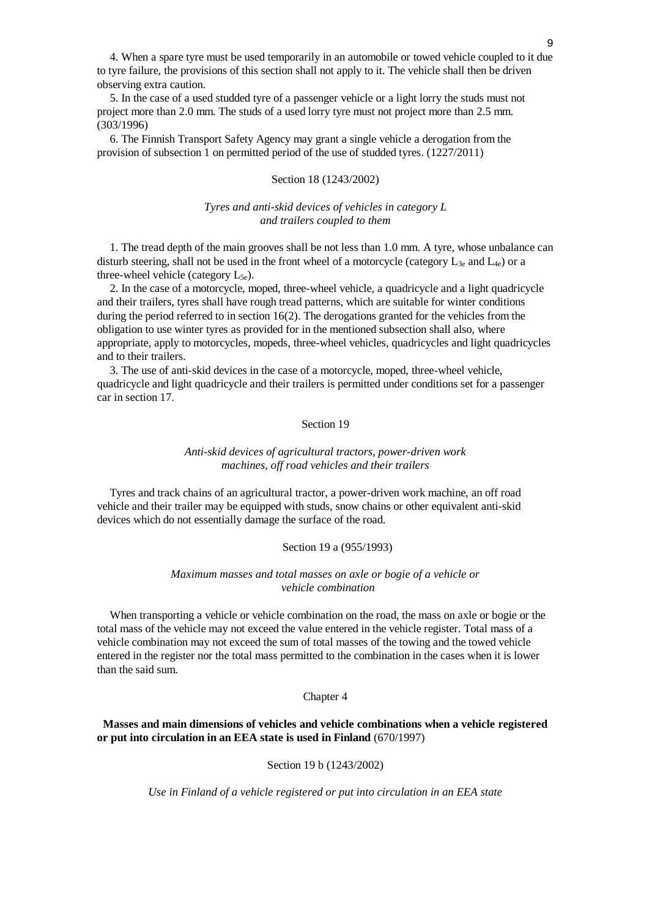4. When a spare tyre must be used temporarily in an automobile or towed vehicle coupled to it due to tyre failure, the provisions of this section shall not apply to it. The vehicle shall then be driven observing extra caution.

5. In the case of a used studded tyre of a passenger vehicle or a light lorry the studs must not project more than 2.0 mm. The studs of a used lorry tyre must not project more than 2.5 mm. (303/1996)

6. The Finnish Transport Safety Agency may grant a single vehicle a derogation from the provision of subsection 1 on permitted period of the use of studded tyres. (1227/2011)

Section 18 (1243/2002)

*Tyres and anti-skid devices of vehicles in category L and trailers coupled to them*

1. The tread depth of the main grooves shall be not less than 1.0 mm. A tyre, whose unbalance can disturb steering, shall not be used in the front wheel of a motorcycle (category $L_{3e}$ and $L_{4e}$) or a three-wheel vehicle (category $L_{5e}$).

2. In the case of a motorcycle, moped, three-wheel vehicle, a quadricycle and a light quadricycle and their trailers, tyres shall have rough tread patterns, which are suitable for winter conditions during the period referred to in section 16(2). The derogations granted for the vehicles from the obligation to use winter tyres as provided for in the mentioned subsection shall also, where appropriate, apply to motorcycles, mopeds, three-wheel vehicles, quadricycles and light quadricycles and to their trailers.

3. The use of anti-skid devices in the case of a motorcycle, moped, three-wheel vehicle, quadricycle and light quadricycle and their trailers is permitted under conditions set for a passenger car in section 17.

Section 19

*Anti-skid devices of agricultural tractors, power-driven work machines, off road vehicles and their trailers*

Tyres and track chains of an agricultural tractor, a power-driven work machine, an off road vehicle and their trailer may be equipped with studs, snow chains or other equivalent anti-skid devices which do not essentially damage the surface of the road.

Section 19 a (955/1993)

*Maximum masses and total masses on axle or bogie of a vehicle or vehicle combination*

When transporting a vehicle or vehicle combination on the road, the mass on axle or bogie or the total mass of the vehicle may not exceed the value entered in the vehicle register. Total mass of a vehicle combination may not exceed the sum of total masses of the towing and the towed vehicle entered in the register nor the total mass permitted to the combination in the cases when it is lower than the said sum.

Chapter 4

**Masses and main dimensions of vehicles and vehicle combinations when a vehicle registered or put into circulation in an EEA state is used in Finland** (670/1997)

Section 19 b (1243/2002)

*Use in Finland of a vehicle registered or put into circulation in an EEA state*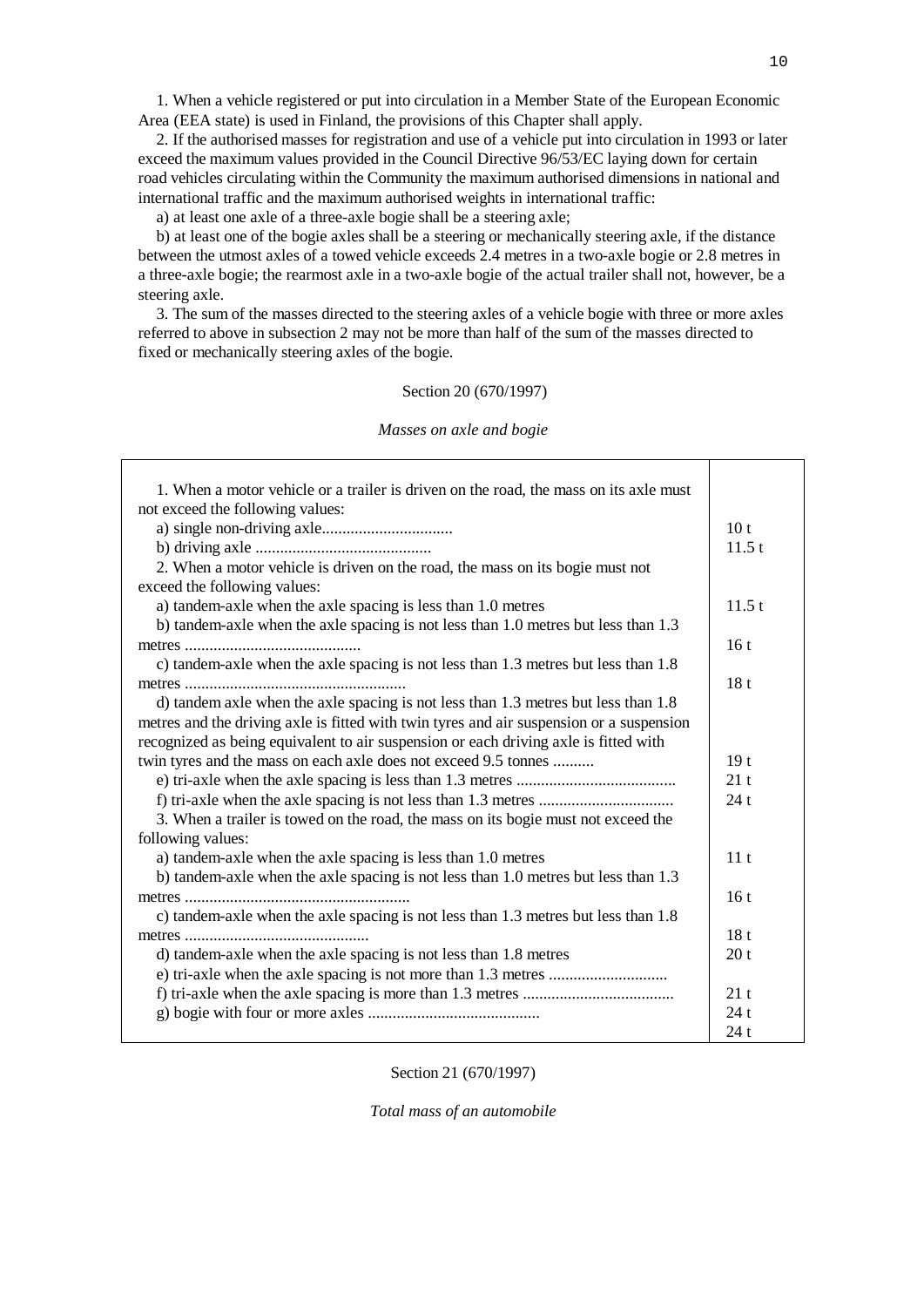1. When a vehicle registered or put into circulation in a Member State of the European Economic Area (EEA state) is used in Finland, the provisions of this Chapter shall apply.

2. If the authorised masses for registration and use of a vehicle put into circulation in 1993 or later exceed the maximum values provided in the Council Directive 96/53/EC laying down for certain road vehicles circulating within the Community the maximum authorised dimensions in national and international traffic and the maximum authorised weights in international traffic:

a) at least one axle of a three-axle bogie shall be a steering axle;

b) at least one of the bogie axles shall be a steering or mechanically steering axle, if the distance between the utmost axles of a towed vehicle exceeds 2.4 metres in a two-axle bogie or 2.8 metres in a three-axle bogie; the rearmost axle in a two-axle bogie of the actual trailer shall not, however, be a steering axle.

3. The sum of the masses directed to the steering axles of a vehicle bogie with three or more axles referred to above in subsection 2 may not be more than half of the sum of the masses directed to fixed or mechanically steering axles of the bogie.

Section 20 (670/1997)

*Masses on axle and bogie*

| | |
|---|---|
| 1. When a motor vehicle or a trailer is driven on the road, the mass on its axle must not exceed the following values: | |
| a) single non-driving axle................................ | 10 t |
| b) driving axle ........................................... | 11.5 t |
| 2. When a motor vehicle is driven on the road, the mass on its bogie must not exceed the following values: | |
| a) tandem-axle when the axle spacing is less than 1.0 metres | 11.5 t |
| b) tandem-axle when the axle spacing is not less than 1.0 metres but less than 1.3 metres ........................................... | 16 t |
| c) tandem-axle when the axle spacing is not less than 1.3 metres but less than 1.8 metres ...................................................... | 18 t |
| d) tandem axle when the axle spacing is not less than 1.3 metres but less than 1.8 metres and the driving axle is fitted with twin tyres and air suspension or a suspension recognized as being equivalent to air suspension or each driving axle is fitted with twin tyres and the mass on each axle does not exceed 9.5 tonnes .......... | 19 t |
| e) tri-axle when the axle spacing is less than 1.3 metres ....................................... | 21 t |
| f) tri-axle when the axle spacing is not less than 1.3 metres ................................. | 24 t |
| 3. When a trailer is towed on the road, the mass on its bogie must not exceed the following values: | |
| a) tandem-axle when the axle spacing is less than 1.0 metres | 11 t |
| b) tandem-axle when the axle spacing is not less than 1.0 metres but less than 1.3 metres ....................................................... | 16 t |
| c) tandem-axle when the axle spacing is not less than 1.3 metres but less than 1.8 metres ............................................. | 18 t |
| d) tandem-axle when the axle spacing is not less than 1.8 metres | 20 t |
| e) tri-axle when the axle spacing is not more than 1.3 metres ............................ | |
| f) tri-axle when the axle spacing is more than 1.3 metres ..................................... | 21 t |
| g) bogie with four or more axles .......................................... | 24 t |
| | 24 t |

Section 21 (670/1997)

*Total mass of an automobile*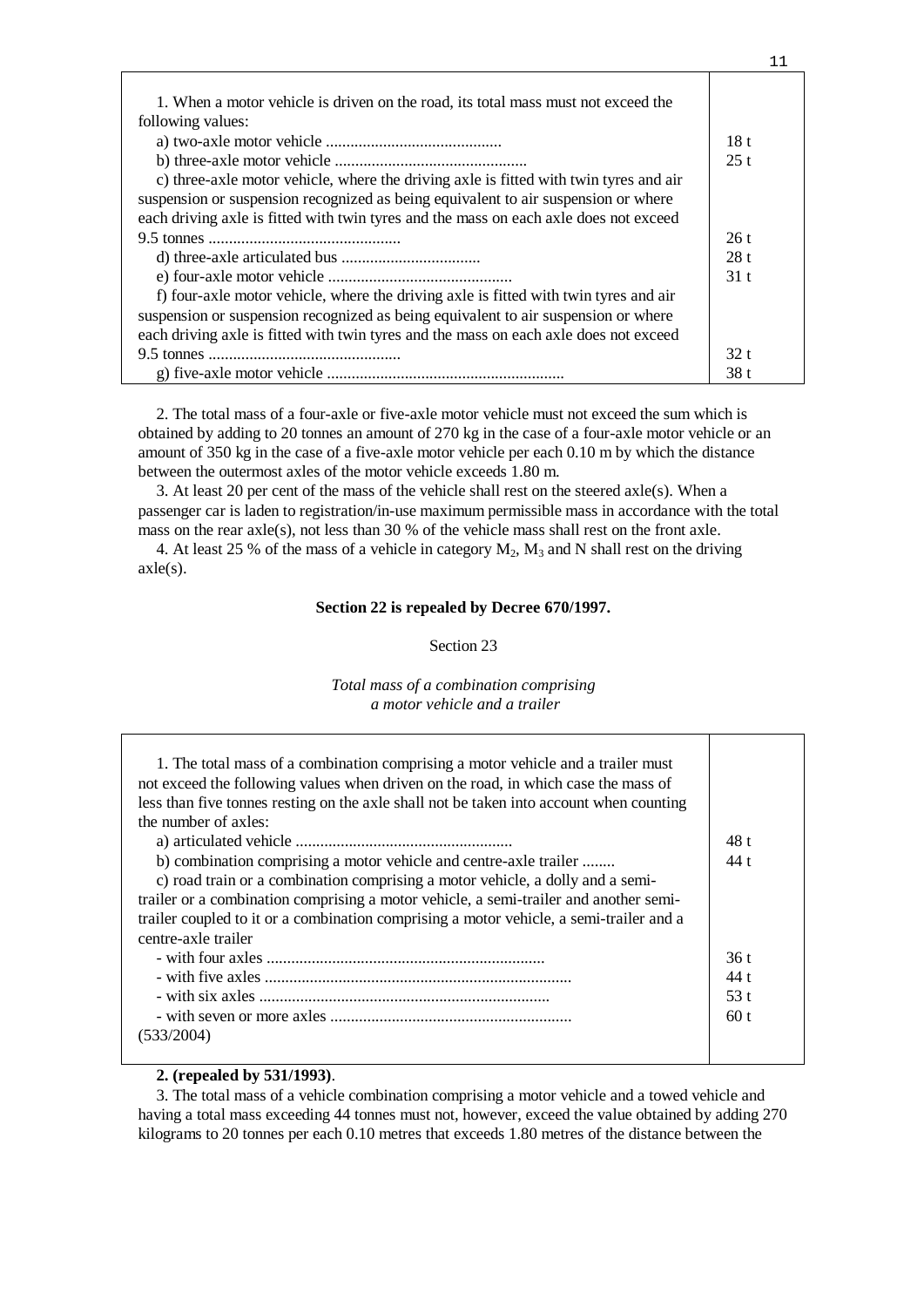| | |
|---|---|
| 1. When a motor vehicle is driven on the road, its total mass must not exceed the following values: | |
| a) two-axle motor vehicle ........................................... | 18 t |
| b) three-axle motor vehicle ............................................... | 25 t |
| c) three-axle motor vehicle, where the driving axle is fitted with twin tyres and air suspension or suspension recognized as being equivalent to air suspension or where each driving axle is fitted with twin tyres and the mass on each axle does not exceed 9.5 tonnes ............................................... | 26 t |
| d) three-axle articulated bus .................................. | 28 t |
| e) four-axle motor vehicle ............................................. | 31 t |
| f) four-axle motor vehicle, where the driving axle is fitted with twin tyres and air suspension or suspension recognized as being equivalent to air suspension or where each driving axle is fitted with twin tyres and the mass on each axle does not exceed 9.5 tonnes ............................................... | 32 t |
| g) five-axle motor vehicle .......................................................... | 38 t |

2. The total mass of a four-axle or five-axle motor vehicle must not exceed the sum which is obtained by adding to 20 tonnes an amount of 270 kg in the case of a four-axle motor vehicle or an amount of 350 kg in the case of a five-axle motor vehicle per each 0.10 m by which the distance between the outermost axles of the motor vehicle exceeds 1.80 m.

3. At least 20 per cent of the mass of the vehicle shall rest on the steered axle(s). When a passenger car is laden to registration/in-use maximum permissible mass in accordance with the total mass on the rear axle(s), not less than 30 % of the vehicle mass shall rest on the front axle.

4. At least 25 % of the mass of a vehicle in category $M_2$, $M_3$ and N shall rest on the driving axle(s).

**Section 22 is repealed by Decree 670/1997.**

Section 23

*Total mass of a combination comprising a motor vehicle and a trailer*

| | |
|---|---|
| 1. The total mass of a combination comprising a motor vehicle and a trailer must not exceed the following values when driven on the road, in which case the mass of less than five tonnes resting on the axle shall not be taken into account when counting the number of axles: | |
| a) articulated vehicle ..................................................... | 48 t |
| b) combination comprising a motor vehicle and centre-axle trailer ........ | 44 t |
| c) road train or a combination comprising a motor vehicle, a dolly and a semi-trailer or a combination comprising a motor vehicle, a semi-trailer and another semi-trailer coupled to it or a combination comprising a motor vehicle, a semi-trailer and a centre-axle trailer | |
| - with four axles .................................................................... | 36 t |
| - with five axles .......................................................................... | 44 t |
| - with six axles ....................................................................... | 53 t |
| - with seven or more axles ........................................................... | 60 t |
| (533/2004) | |

**2. (repealed by 531/1993)**.

3. The total mass of a vehicle combination comprising a motor vehicle and a towed vehicle and having a total mass exceeding 44 tonnes must not, however, exceed the value obtained by adding 270 kilograms to 20 tonnes per each 0.10 metres that exceeds 1.80 metres of the distance between the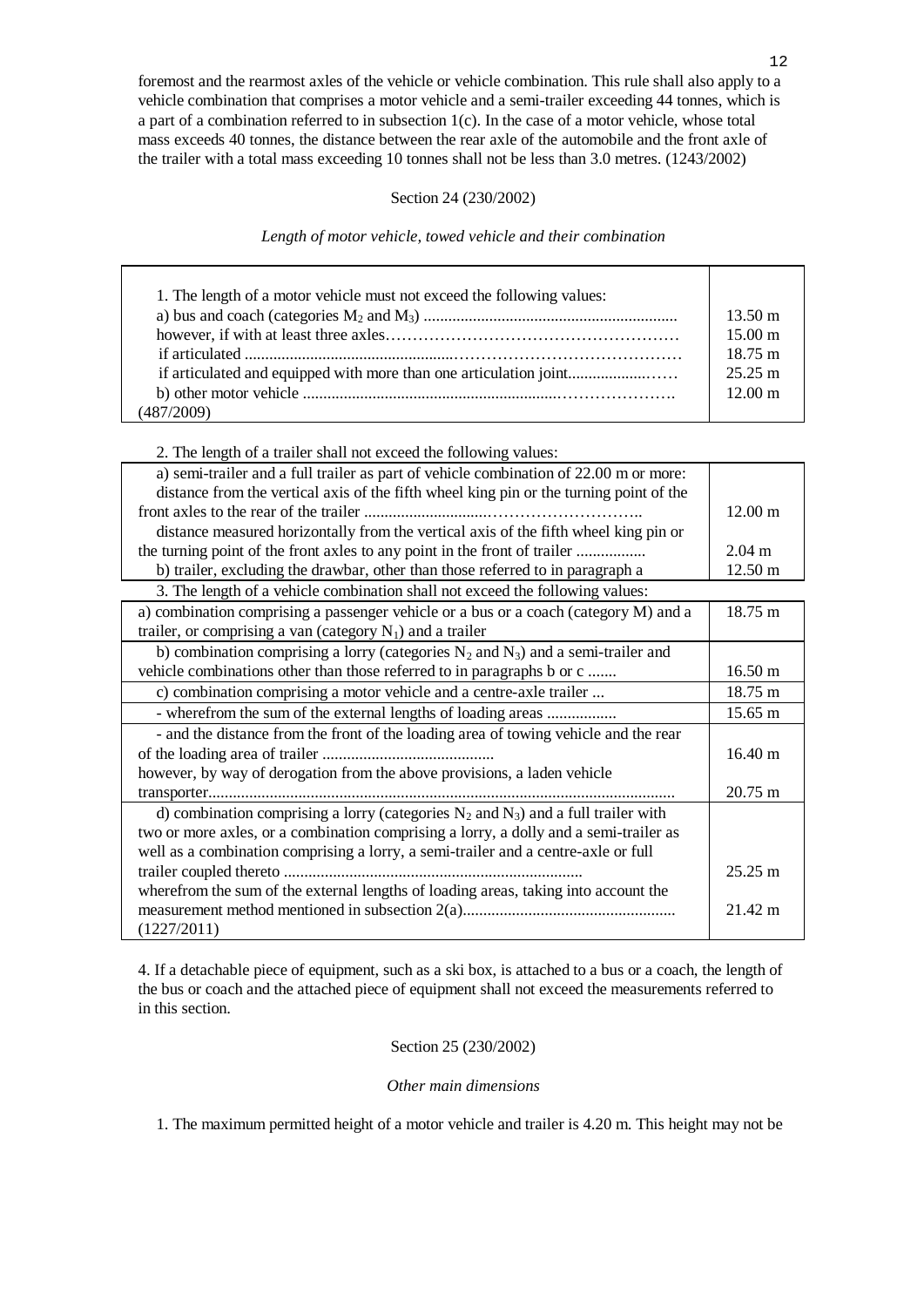foremost and the rearmost axles of the vehicle or vehicle combination. This rule shall also apply to a vehicle combination that comprises a motor vehicle and a semi-trailer exceeding 44 tonnes, which is a part of a combination referred to in subsection 1(c). In the case of a motor vehicle, whose total mass exceeds 40 tonnes, the distance between the rear axle of the automobile and the front axle of the trailer with a total mass exceeding 10 tonnes shall not be less than 3.0 metres. (1243/2002)

Section 24 (230/2002)

*Length of motor vehicle, towed vehicle and their combination*

| | |
|---|---|
| 1. The length of a motor vehicle must not exceed the following values: | |
| a) bus and coach (categories $M_2$ and $M_3$) ............................................................ | 13.50 m |
| however, if with at least three axles…………………………………………… | 15.00 m |
| if articulated ..................................................……………………………… | 18.75 m |
| if articulated and equipped with more than one articulation joint...................…… | 25.25 m |
| b) other motor vehicle ..............................................................………………… | 12.00 m |
| (487/2009) | |

2. The length of a trailer shall not exceed the following values:

| | |
|---|---|
| a) semi-trailer and a full trailer as part of vehicle combination of 22.00 m or more: distance from the vertical axis of the fifth wheel king pin or the turning point of the front axles to the rear of the trailer ............................……………………….. | 12.00 m |
| distance measured horizontally from the vertical axis of the fifth wheel king pin or the turning point of the front axles to any point in the front of trailer ................. | 2.04 m |
| b) trailer, excluding the drawbar, other than those referred to in paragraph a | 12.50 m |
| 3. The length of a vehicle combination shall not exceed the following values: | |
| a) combination comprising a passenger vehicle or a bus or a coach (category M) and a trailer, or comprising a van (category $N_1$) and a trailer | 18.75 m |
| b) combination comprising a lorry (categories $N_2$ and $N_3$) and a semi-trailer and vehicle combinations other than those referred to in paragraphs b or c ....... | 16.50 m |
| c) combination comprising a motor vehicle and a centre-axle trailer ... | 18.75 m |
| - wherefrom the sum of the external lengths of loading areas ................. | 15.65 m |
| - and the distance from the front of the loading area of towing vehicle and the rear of the loading area of trailer .......................................... | 16.40 m |
| however, by way of derogation from the above provisions, a laden vehicle transporter.................................................................................................................. | 20.75 m |
| d) combination comprising a lorry (categories $N_2$ and $N_3$) and a full trailer with two or more axles, or a combination comprising a lorry, a dolly and a semi-trailer as well as a combination comprising a lorry, a semi-trailer and a centre-axle or full trailer coupled thereto ........................................................................ | 25.25 m |
| wherefrom the sum of the external lengths of loading areas, taking into account the measurement method mentioned in subsection 2(a)................................................... | 21.42 m |
| (1227/2011) | |

4. If a detachable piece of equipment, such as a ski box, is attached to a bus or a coach, the length of the bus or coach and the attached piece of equipment shall not exceed the measurements referred to in this section.

Section 25 (230/2002)

*Other main dimensions*

1. The maximum permitted height of a motor vehicle and trailer is 4.20 m. This height may not be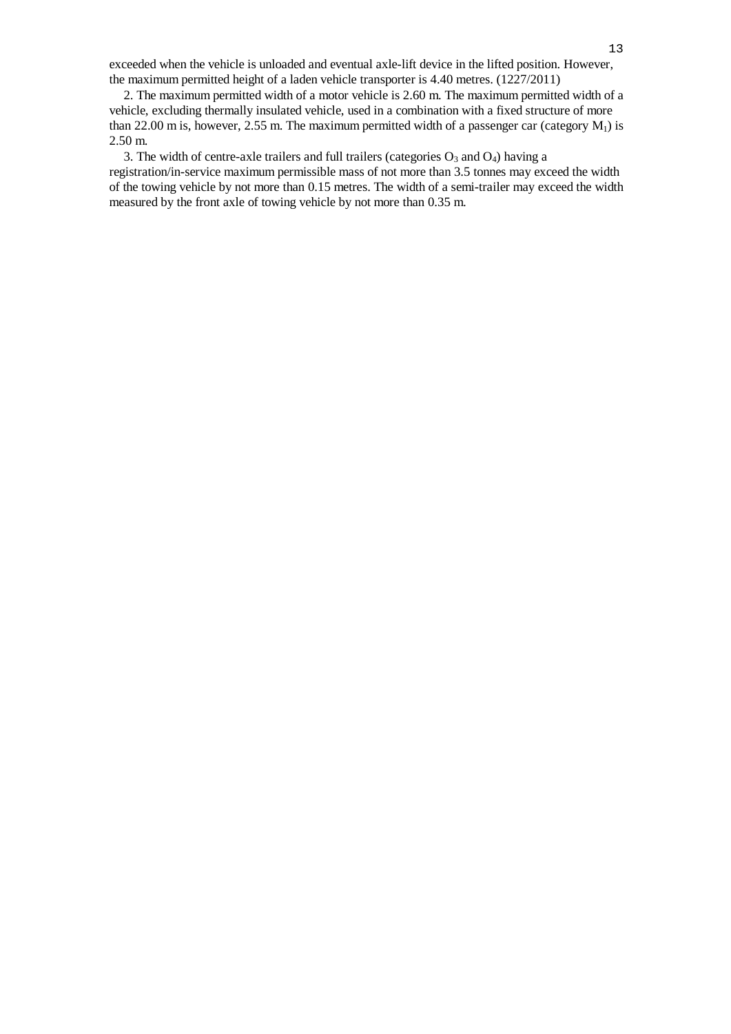exceeded when the vehicle is unloaded and eventual axle-lift device in the lifted position. However, the maximum permitted height of a laden vehicle transporter is 4.40 metres. (1227/2011)

2. The maximum permitted width of a motor vehicle is 2.60 m. The maximum permitted width of a vehicle, excluding thermally insulated vehicle, used in a combination with a fixed structure of more than 22.00 m is, however, 2.55 m. The maximum permitted width of a passenger car (category $M_1$) is 2.50 m.

3. The width of centre-axle trailers and full trailers (categories $O_3$ and $O_4$) having a registration/in-service maximum permissible mass of not more than 3.5 tonnes may exceed the width of the towing vehicle by not more than 0.15 metres. The width of a semi-trailer may exceed the width measured by the front axle of towing vehicle by not more than 0.35 m.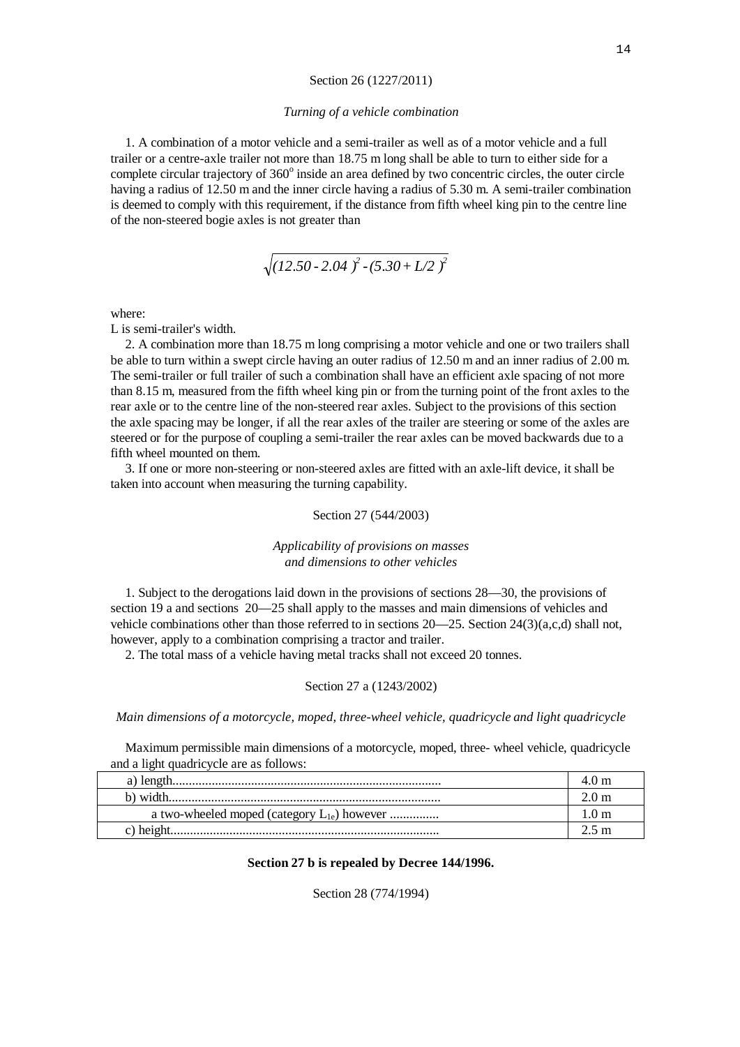Section 26 (1227/2011)

*Turning of a vehicle combination*

1. A combination of a motor vehicle and a semi-trailer as well as of a motor vehicle and a full trailer or a centre-axle trailer not more than 18.75 m long shall be able to turn to either side for a complete circular trajectory of 360° inside an area defined by two concentric circles, the outer circle having a radius of 12.50 m and the inner circle having a radius of 5.30 m. A semi-trailer combination is deemed to comply with this requirement, if the distance from fifth wheel king pin to the centre line of the non-steered bogie axles is not greater than

$$\sqrt{(12.50 - 2.04)^2 - (5.30 + L/2)^2}$$

where:
L is semi-trailer's width.

2. A combination more than 18.75 m long comprising a motor vehicle and one or two trailers shall be able to turn within a swept circle having an outer radius of 12.50 m and an inner radius of 2.00 m. The semi-trailer or full trailer of such a combination shall have an efficient axle spacing of not more than 8.15 m, measured from the fifth wheel king pin or from the turning point of the front axles to the rear axle or to the centre line of the non-steered rear axles. Subject to the provisions of this section the axle spacing may be longer, if all the rear axles of the trailer are steering or some of the axles are steered or for the purpose of coupling a semi-trailer the rear axles can be moved backwards due to a fifth wheel mounted on them.

3. If one or more non-steering or non-steered axles are fitted with an axle-lift device, it shall be taken into account when measuring the turning capability.

Section 27 (544/2003)

*Applicability of provisions on masses and dimensions to other vehicles*

1. Subject to the derogations laid down in the provisions of sections 28—30, the provisions of section 19 a and sections 20—25 shall apply to the masses and main dimensions of vehicles and vehicle combinations other than those referred to in sections 20—25. Section 24(3)(a,c,d) shall not, however, apply to a combination comprising a tractor and trailer.

2. The total mass of a vehicle having metal tracks shall not exceed 20 tonnes.

Section 27 a (1243/2002)

*Main dimensions of a motorcycle, moped, three-wheel vehicle, quadricycle and light quadricycle*

Maximum permissible main dimensions of a motorcycle, moped, three- wheel vehicle, quadricycle and a light quadricycle are as follows:

| | |
|---|---|
| a) length.................................................................................. | 4.0 m |
| b) width................................................................................... | 2.0 m |
| a two-wheeled moped (category $L_{1e}$) however ............... | 1.0 m |
| c) height.................................................................................. | 2.5 m |

**Section 27 b is repealed by Decree 144/1996.**

Section 28 (774/1994)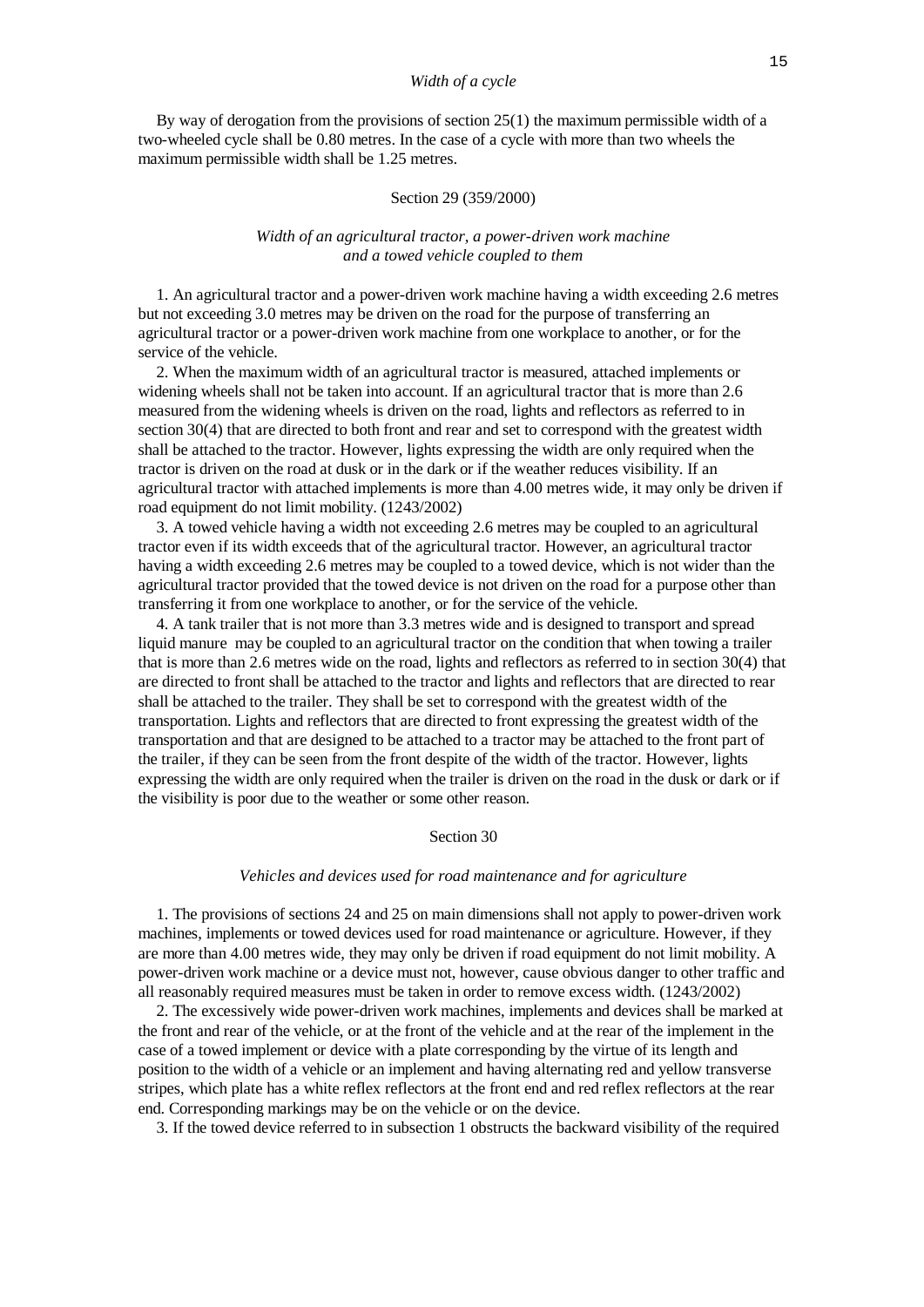*Width of a cycle*

By way of derogation from the provisions of section 25(1) the maximum permissible width of a two-wheeled cycle shall be 0.80 metres. In the case of a cycle with more than two wheels the maximum permissible width shall be 1.25 metres.

Section 29 (359/2000)

*Width of an agricultural tractor, a power-driven work machine and a towed vehicle coupled to them*

1. An agricultural tractor and a power-driven work machine having a width exceeding 2.6 metres but not exceeding 3.0 metres may be driven on the road for the purpose of transferring an agricultural tractor or a power-driven work machine from one workplace to another, or for the service of the vehicle.

2. When the maximum width of an agricultural tractor is measured, attached implements or widening wheels shall not be taken into account. If an agricultural tractor that is more than 2.6 measured from the widening wheels is driven on the road, lights and reflectors as referred to in section 30(4) that are directed to both front and rear and set to correspond with the greatest width shall be attached to the tractor. However, lights expressing the width are only required when the tractor is driven on the road at dusk or in the dark or if the weather reduces visibility. If an agricultural tractor with attached implements is more than 4.00 metres wide, it may only be driven if road equipment do not limit mobility. (1243/2002)

3. A towed vehicle having a width not exceeding 2.6 metres may be coupled to an agricultural tractor even if its width exceeds that of the agricultural tractor. However, an agricultural tractor having a width exceeding 2.6 metres may be coupled to a towed device, which is not wider than the agricultural tractor provided that the towed device is not driven on the road for a purpose other than transferring it from one workplace to another, or for the service of the vehicle.

4. A tank trailer that is not more than 3.3 metres wide and is designed to transport and spread liquid manure may be coupled to an agricultural tractor on the condition that when towing a trailer that is more than 2.6 metres wide on the road, lights and reflectors as referred to in section 30(4) that are directed to front shall be attached to the tractor and lights and reflectors that are directed to rear shall be attached to the trailer. They shall be set to correspond with the greatest width of the transportation. Lights and reflectors that are directed to front expressing the greatest width of the transportation and that are designed to be attached to a tractor may be attached to the front part of the trailer, if they can be seen from the front despite of the width of the tractor. However, lights expressing the width are only required when the trailer is driven on the road in the dusk or dark or if the visibility is poor due to the weather or some other reason.

Section 30

*Vehicles and devices used for road maintenance and for agriculture*

1. The provisions of sections 24 and 25 on main dimensions shall not apply to power-driven work machines, implements or towed devices used for road maintenance or agriculture. However, if they are more than 4.00 metres wide, they may only be driven if road equipment do not limit mobility. A power-driven work machine or a device must not, however, cause obvious danger to other traffic and all reasonably required measures must be taken in order to remove excess width. (1243/2002)

2. The excessively wide power-driven work machines, implements and devices shall be marked at the front and rear of the vehicle, or at the front of the vehicle and at the rear of the implement in the case of a towed implement or device with a plate corresponding by the virtue of its length and position to the width of a vehicle or an implement and having alternating red and yellow transverse stripes, which plate has a white reflex reflectors at the front end and red reflex reflectors at the rear end. Corresponding markings may be on the vehicle or on the device.

3. If the towed device referred to in subsection 1 obstructs the backward visibility of the required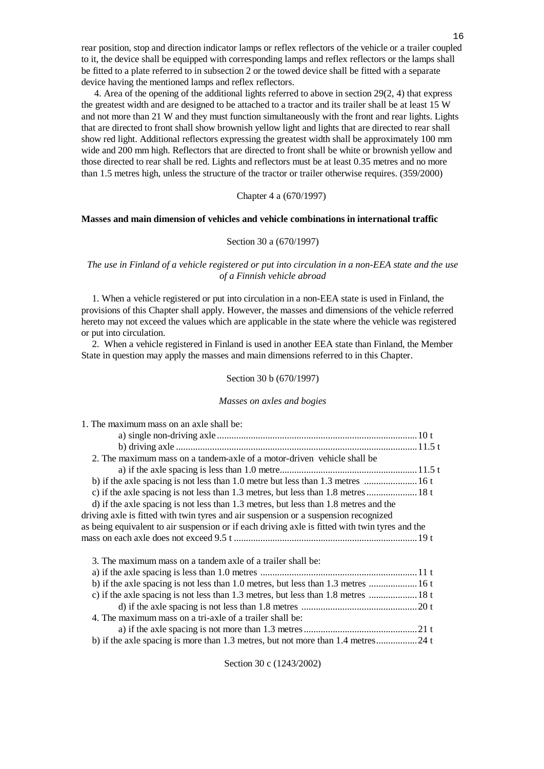rear position, stop and direction indicator lamps or reflex reflectors of the vehicle or a trailer coupled to it, the device shall be equipped with corresponding lamps and reflex reflectors or the lamps shall be fitted to a plate referred to in subsection 2 or the towed device shall be fitted with a separate device having the mentioned lamps and reflex reflectors.

4. Area of the opening of the additional lights referred to above in section 29(2, 4) that express the greatest width and are designed to be attached to a tractor and its trailer shall be at least 15 W and not more than 21 W and they must function simultaneously with the front and rear lights. Lights that are directed to front shall show brownish yellow light and lights that are directed to rear shall show red light. Additional reflectors expressing the greatest width shall be approximately 100 mm wide and 200 mm high. Reflectors that are directed to front shall be white or brownish yellow and those directed to rear shall be red. Lights and reflectors must be at least 0.35 metres and no more than 1.5 metres high, unless the structure of the tractor or trailer otherwise requires. (359/2000)

Chapter 4 a (670/1997)

## Masses and main dimension of vehicles and vehicle combinations in international traffic

Section 30 a (670/1997)

*The use in Finland of a vehicle registered or put into circulation in a non-EEA state and the use of a Finnish vehicle abroad*

1. When a vehicle registered or put into circulation in a non-EEA state is used in Finland, the provisions of this Chapter shall apply. However, the masses and dimensions of the vehicle referred hereto may not exceed the values which are applicable in the state where the vehicle was registered or put into circulation.

2. When a vehicle registered in Finland is used in another EEA state than Finland, the Member State in question may apply the masses and main dimensions referred to in this Chapter.

Section 30 b (670/1997)

*Masses on axles and bogies*

1. The maximum mass on an axle shall be:
   a) single non-driving axle .................................................................................. 10 t
   b) driving axle ................................................................................................... 11.5 t

2. The maximum mass on a tandem-axle of a motor-driven vehicle shall be
   a) if the axle spacing is less than 1.0 metre......................................................... 11.5 t
   b) if the axle spacing is not less than 1.0 metre but less than 1.3 metres ...................... 16 t
   c) if the axle spacing is not less than 1.3 metres, but less than 1.8 metres..................... 18 t
   d) if the axle spacing is not less than 1.3 metres, but less than 1.8 metres and the driving axle is fitted with twin tyres and air suspension or a suspension recognized as being equivalent to air suspension or if each driving axle is fitted with twin tyres and the mass on each axle does not exceed 9.5 t ........................................................................... 19 t

3. The maximum mass on a tandem axle of a trailer shall be:
   a) if the axle spacing is less than 1.0 metres ................................................................. 11 t
   b) if the axle spacing is not less than 1.0 metres, but less than 1.3 metres .................... 16 t
   c) if the axle spacing is not less than 1.3 metres, but less than 1.8 metres .................... 18 t
   d) if the axle spacing is not less than 1.8 metres ................................................ 20 t

4. The maximum mass on a tri-axle of a trailer shall be:
   a) if the axle spacing is not more than 1.3 metres............................................... 21 t
   b) if the axle spacing is more than 1.3 metres, but not more than 1.4 metres................. 24 t

Section 30 c (1243/2002)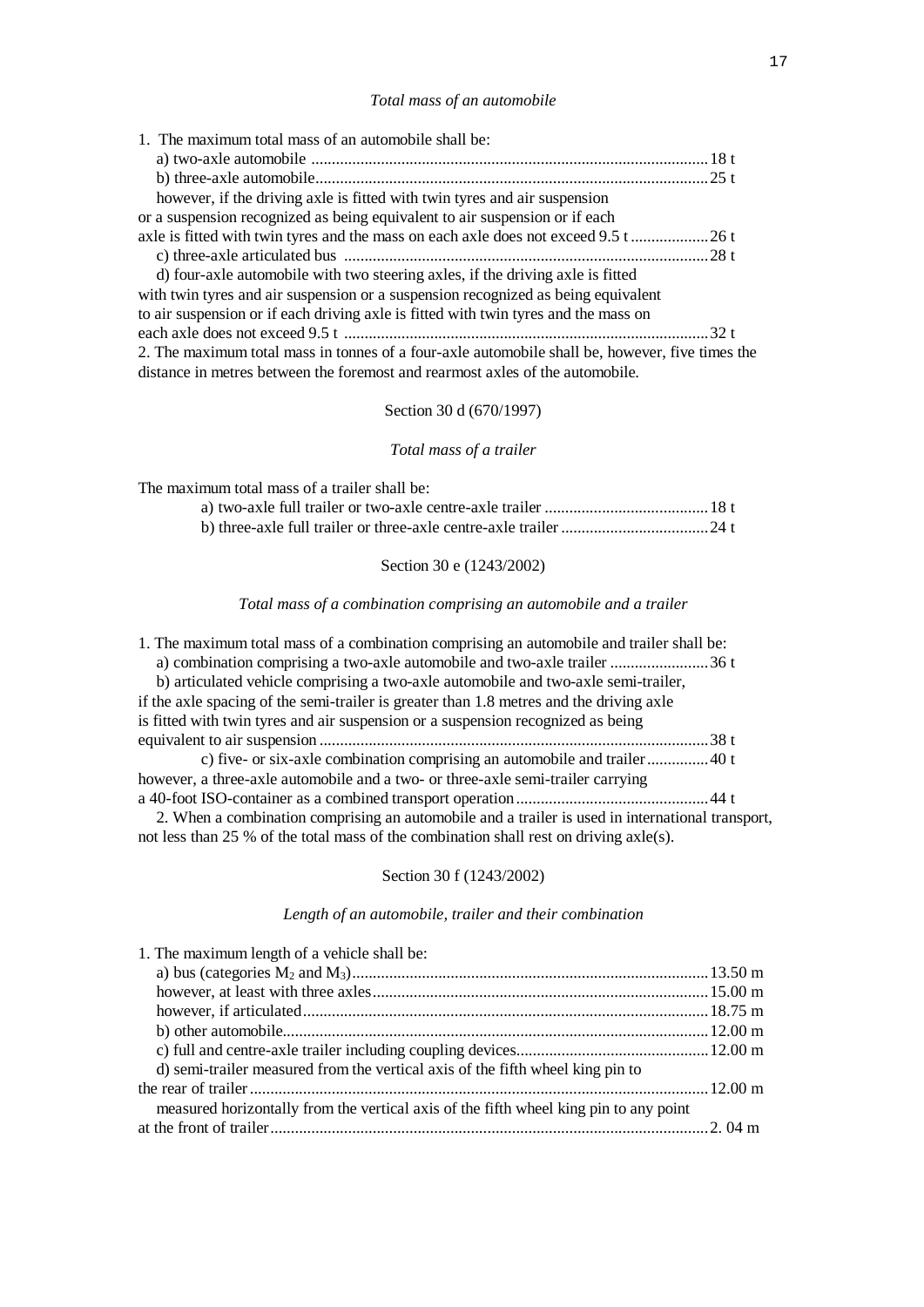*Total mass of an automobile*

1. The maximum total mass of an automobile shall be:

a) two-axle automobile ........................................................................................18 t

b) three-axle automobile.......................................................................................25 t

however, if the driving axle is fitted with twin tyres and air suspension or a suspension recognized as being equivalent to air suspension or if each axle is fitted with twin tyres and the mass on each axle does not exceed 9.5 t ..................26 t

c) three-axle articulated bus ................................................................................28 t

d) four-axle automobile with two steering axles, if the driving axle is fitted with twin tyres and air suspension or a suspension recognized as being equivalent to air suspension or if each driving axle is fitted with twin tyres and the mass on each axle does not exceed 9.5 t ........................................................................................32 t

2. The maximum total mass in tonnes of a four-axle automobile shall be, however, five times the distance in metres between the foremost and rearmost axles of the automobile.

Section 30 d (670/1997)

*Total mass of a trailer*

The maximum total mass of a trailer shall be:

a) two-axle full trailer or two-axle centre-axle trailer ........................................18 t

b) three-axle full trailer or three-axle centre-axle trailer ....................................24 t

Section 30 e (1243/2002)

*Total mass of a combination comprising an automobile and a trailer*

1. The maximum total mass of a combination comprising an automobile and trailer shall be:

a) combination comprising a two-axle automobile and two-axle trailer ........................36 t

b) articulated vehicle comprising a two-axle automobile and two-axle semi-trailer, if the axle spacing of the semi-trailer is greater than 1.8 metres and the driving axle is fitted with twin tyres and air suspension or a suspension recognized as being equivalent to air suspension ..............................................................................................38 t

c) five- or six-axle combination comprising an automobile and trailer...............40 t

however, a three-axle automobile and a two- or three-axle semi-trailer carrying a 40-foot ISO-container as a combined transport operation...............................................44 t

2. When a combination comprising an automobile and a trailer is used in international transport, not less than 25 % of the total mass of the combination shall rest on driving axle(s).

Section 30 f (1243/2002)

*Length of an automobile, trailer and their combination*

1. The maximum length of a vehicle shall be:

a) bus (categories $M_2$ and $M_3$).......................................................................................13.50 m

however, at least with three axles.................................................................................15.00 m

however, if articulated..................................................................................................18.75 m

b) other automobile.......................................................................................................12.00 m

c) full and centre-axle trailer including coupling devices...............................................12.00 m

d) semi-trailer measured from the vertical axis of the fifth wheel king pin to the rear of trailer...............................................................................................................12.00 m

measured horizontally from the vertical axis of the fifth wheel king pin to any point at the front of trailer..........................................................................................................2. 04 m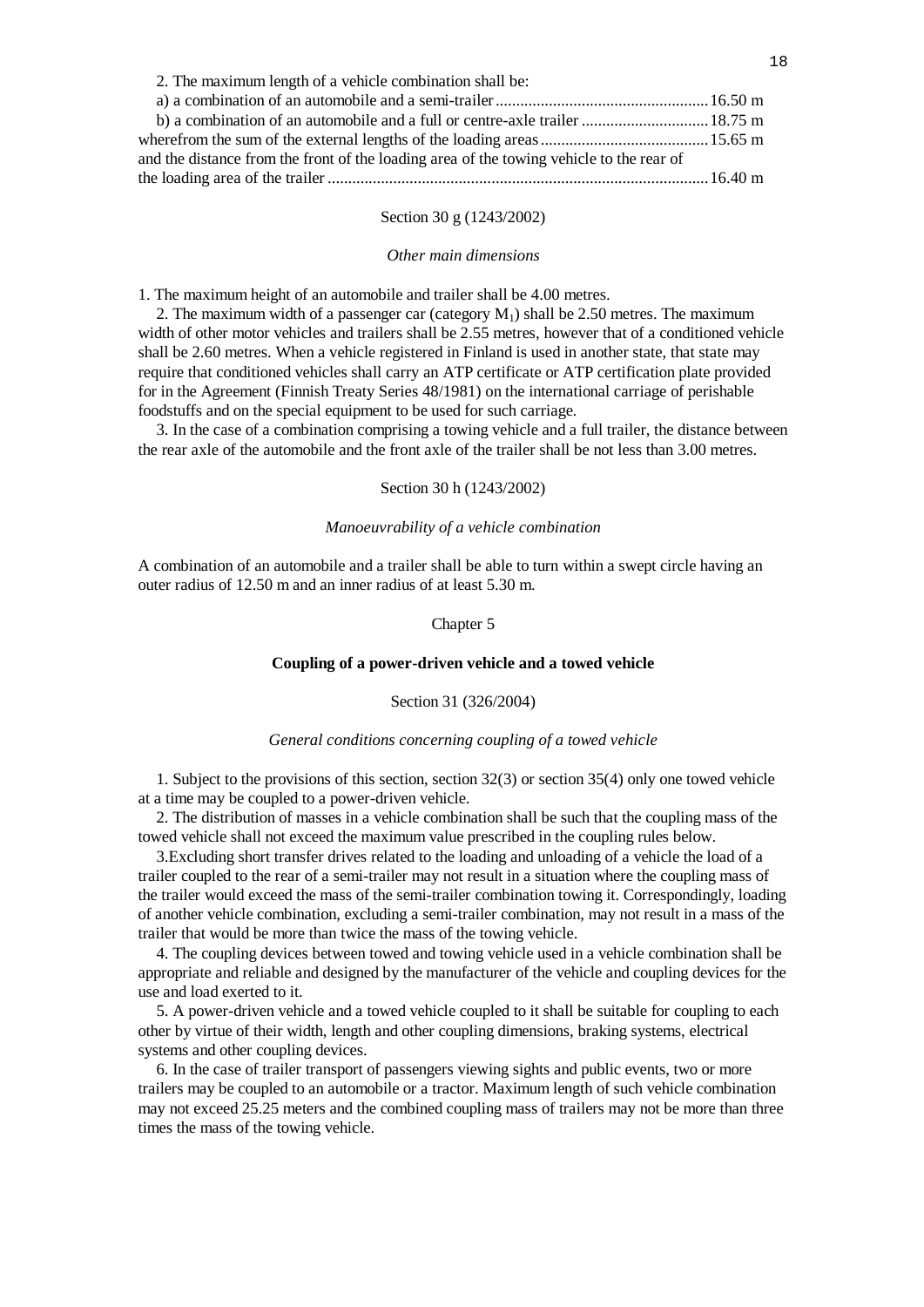2. The maximum length of a vehicle combination shall be:

a) a combination of an automobile and a semi-trailer .................................................... 16.50 m

b) a combination of an automobile and a full or centre-axle trailer ............................... 18.75 m

wherefrom the sum of the external lengths of the loading areas ......................................... 15.65 m

and the distance from the front of the loading area of the towing vehicle to the rear of the loading area of the trailer ............................................................................................ 16.40 m

Section 30 g (1243/2002)

*Other main dimensions*

1. The maximum height of an automobile and trailer shall be 4.00 metres.

2. The maximum width of a passenger car (category $M_1$) shall be 2.50 metres. The maximum width of other motor vehicles and trailers shall be 2.55 metres, however that of a conditioned vehicle shall be 2.60 metres. When a vehicle registered in Finland is used in another state, that state may require that conditioned vehicles shall carry an ATP certificate or ATP certification plate provided for in the Agreement (Finnish Treaty Series 48/1981) on the international carriage of perishable foodstuffs and on the special equipment to be used for such carriage.

3. In the case of a combination comprising a towing vehicle and a full trailer, the distance between the rear axle of the automobile and the front axle of the trailer shall be not less than 3.00 metres.

Section 30 h (1243/2002)

*Manoeuvrability of a vehicle combination*

A combination of an automobile and a trailer shall be able to turn within a swept circle having an outer radius of 12.50 m and an inner radius of at least 5.30 m.

Chapter 5

**Coupling of a power-driven vehicle and a towed vehicle**

Section 31 (326/2004)

*General conditions concerning coupling of a towed vehicle*

1. Subject to the provisions of this section, section 32(3) or section 35(4) only one towed vehicle at a time may be coupled to a power-driven vehicle.

2. The distribution of masses in a vehicle combination shall be such that the coupling mass of the towed vehicle shall not exceed the maximum value prescribed in the coupling rules below.

3.Excluding short transfer drives related to the loading and unloading of a vehicle the load of a trailer coupled to the rear of a semi-trailer may not result in a situation where the coupling mass of the trailer would exceed the mass of the semi-trailer combination towing it. Correspondingly, loading of another vehicle combination, excluding a semi-trailer combination, may not result in a mass of the trailer that would be more than twice the mass of the towing vehicle.

4. The coupling devices between towed and towing vehicle used in a vehicle combination shall be appropriate and reliable and designed by the manufacturer of the vehicle and coupling devices for the use and load exerted to it.

5. A power-driven vehicle and a towed vehicle coupled to it shall be suitable for coupling to each other by virtue of their width, length and other coupling dimensions, braking systems, electrical systems and other coupling devices.

6. In the case of trailer transport of passengers viewing sights and public events, two or more trailers may be coupled to an automobile or a tractor. Maximum length of such vehicle combination may not exceed 25.25 meters and the combined coupling mass of trailers may not be more than three times the mass of the towing vehicle.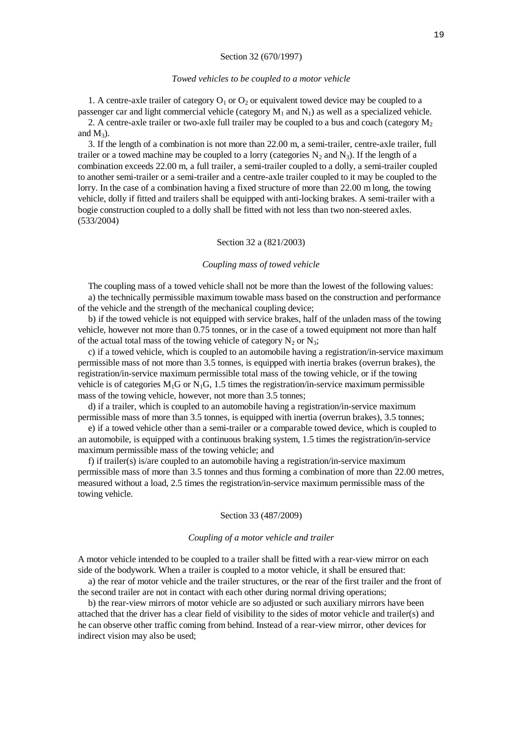Section 32 (670/1997)

*Towed vehicles to be coupled to a motor vehicle*

1. A centre-axle trailer of category $O_1$ or $O_2$ or equivalent towed device may be coupled to a passenger car and light commercial vehicle (category $M_1$ and $N_1$) as well as a specialized vehicle.

2. A centre-axle trailer or two-axle full trailer may be coupled to a bus and coach (category $M_2$ and $M_3$).

3. If the length of a combination is not more than 22.00 m, a semi-trailer, centre-axle trailer, full trailer or a towed machine may be coupled to a lorry (categories $N_2$ and $N_3$). If the length of a combination exceeds 22.00 m, a full trailer, a semi-trailer coupled to a dolly, a semi-trailer coupled to another semi-trailer or a semi-trailer and a centre-axle trailer coupled to it may be coupled to the lorry. In the case of a combination having a fixed structure of more than 22.00 m long, the towing vehicle, dolly if fitted and trailers shall be equipped with anti-locking brakes. A semi-trailer with a bogie construction coupled to a dolly shall be fitted with not less than two non-steered axles. (533/2004)

Section 32 a (821/2003)

*Coupling mass of towed vehicle*

The coupling mass of a towed vehicle shall not be more than the lowest of the following values:

a) the technically permissible maximum towable mass based on the construction and performance of the vehicle and the strength of the mechanical coupling device;

b) if the towed vehicle is not equipped with service brakes, half of the unladen mass of the towing vehicle, however not more than 0.75 tonnes, or in the case of a towed equipment not more than half of the actual total mass of the towing vehicle of category $N_2$ or $N_3$;

c) if a towed vehicle, which is coupled to an automobile having a registration/in-service maximum permissible mass of not more than 3.5 tonnes, is equipped with inertia brakes (overrun brakes), the registration/in-service maximum permissible total mass of the towing vehicle, or if the towing vehicle is of categories $M_1G$ or $N_1G$, 1.5 times the registration/in-service maximum permissible mass of the towing vehicle, however, not more than 3.5 tonnes;

d) if a trailer, which is coupled to an automobile having a registration/in-service maximum permissible mass of more than 3.5 tonnes, is equipped with inertia (overrun brakes), 3.5 tonnes;

e) if a towed vehicle other than a semi-trailer or a comparable towed device, which is coupled to an automobile, is equipped with a continuous braking system, 1.5 times the registration/in-service maximum permissible mass of the towing vehicle; and

f) if trailer(s) is/are coupled to an automobile having a registration/in-service maximum permissible mass of more than 3.5 tonnes and thus forming a combination of more than 22.00 metres, measured without a load, 2.5 times the registration/in-service maximum permissible mass of the towing vehicle.

Section 33 (487/2009)

*Coupling of a motor vehicle and trailer*

A motor vehicle intended to be coupled to a trailer shall be fitted with a rear-view mirror on each side of the bodywork. When a trailer is coupled to a motor vehicle, it shall be ensured that:

a) the rear of motor vehicle and the trailer structures, or the rear of the first trailer and the front of the second trailer are not in contact with each other during normal driving operations;

b) the rear-view mirrors of motor vehicle are so adjusted or such auxiliary mirrors have been attached that the driver has a clear field of visibility to the sides of motor vehicle and trailer(s) and he can observe other traffic coming from behind. Instead of a rear-view mirror, other devices for indirect vision may also be used;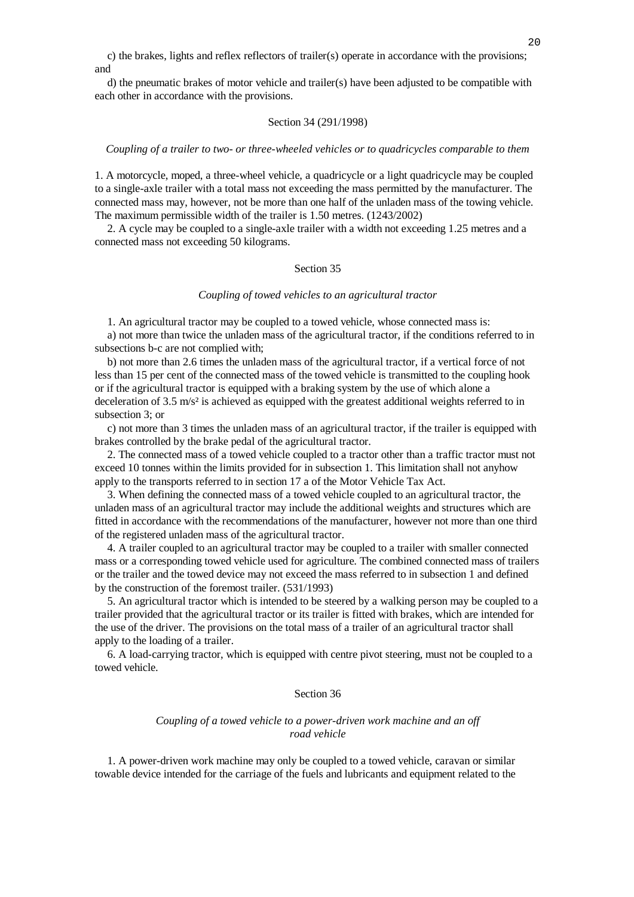c) the brakes, lights and reflex reflectors of trailer(s) operate in accordance with the provisions; and

d) the pneumatic brakes of motor vehicle and trailer(s) have been adjusted to be compatible with each other in accordance with the provisions.

## Section 34 (291/1998)

*Coupling of a trailer to two- or three-wheeled vehicles or to quadricycles comparable to them*

1. A motorcycle, moped, a three-wheel vehicle, a quadricycle or a light quadricycle may be coupled to a single-axle trailer with a total mass not exceeding the mass permitted by the manufacturer. The connected mass may, however, not be more than one half of the unladen mass of the towing vehicle. The maximum permissible width of the trailer is 1.50 metres. (1243/2002)

2. A cycle may be coupled to a single-axle trailer with a width not exceeding 1.25 metres and a connected mass not exceeding 50 kilograms.

## Section 35

*Coupling of towed vehicles to an agricultural tractor*

1. An agricultural tractor may be coupled to a towed vehicle, whose connected mass is:

a) not more than twice the unladen mass of the agricultural tractor, if the conditions referred to in subsections b-c are not complied with;

b) not more than 2.6 times the unladen mass of the agricultural tractor, if a vertical force of not less than 15 per cent of the connected mass of the towed vehicle is transmitted to the coupling hook or if the agricultural tractor is equipped with a braking system by the use of which alone a deceleration of 3.5 m/s² is achieved as equipped with the greatest additional weights referred to in subsection 3; or

c) not more than 3 times the unladen mass of an agricultural tractor, if the trailer is equipped with brakes controlled by the brake pedal of the agricultural tractor.

2. The connected mass of a towed vehicle coupled to a tractor other than a traffic tractor must not exceed 10 tonnes within the limits provided for in subsection 1. This limitation shall not anyhow apply to the transports referred to in section 17 a of the Motor Vehicle Tax Act.

3. When defining the connected mass of a towed vehicle coupled to an agricultural tractor, the unladen mass of an agricultural tractor may include the additional weights and structures which are fitted in accordance with the recommendations of the manufacturer, however not more than one third of the registered unladen mass of the agricultural tractor.

4. A trailer coupled to an agricultural tractor may be coupled to a trailer with smaller connected mass or a corresponding towed vehicle used for agriculture. The combined connected mass of trailers or the trailer and the towed device may not exceed the mass referred to in subsection 1 and defined by the construction of the foremost trailer. (531/1993)

5. An agricultural tractor which is intended to be steered by a walking person may be coupled to a trailer provided that the agricultural tractor or its trailer is fitted with brakes, which are intended for the use of the driver. The provisions on the total mass of a trailer of an agricultural tractor shall apply to the loading of a trailer.

6. A load-carrying tractor, which is equipped with centre pivot steering, must not be coupled to a towed vehicle.

## Section 36

*Coupling of a towed vehicle to a power-driven work machine and an off road vehicle*

1. A power-driven work machine may only be coupled to a towed vehicle, caravan or similar towable device intended for the carriage of the fuels and lubricants and equipment related to the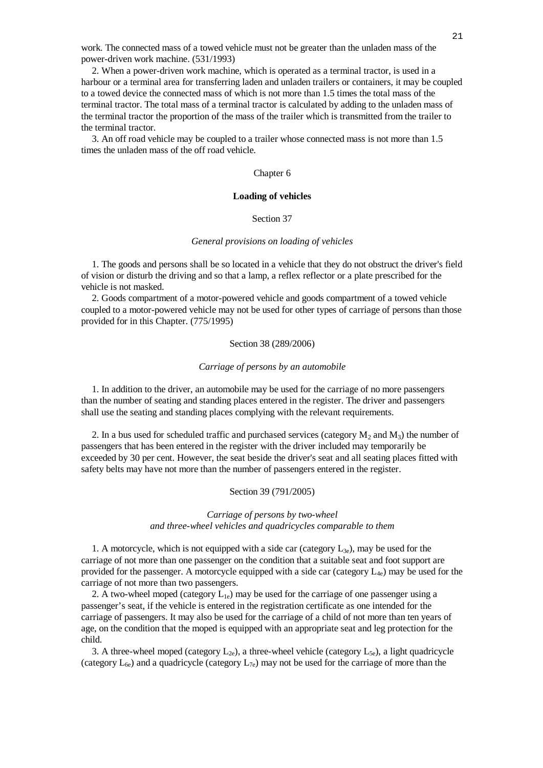work. The connected mass of a towed vehicle must not be greater than the unladen mass of the power-driven work machine. (531/1993)

2. When a power-driven work machine, which is operated as a terminal tractor, is used in a harbour or a terminal area for transferring laden and unladen trailers or containers, it may be coupled to a towed device the connected mass of which is not more than 1.5 times the total mass of the terminal tractor. The total mass of a terminal tractor is calculated by adding to the unladen mass of the terminal tractor the proportion of the mass of the trailer which is transmitted from the trailer to the terminal tractor.

3. An off road vehicle may be coupled to a trailer whose connected mass is not more than 1.5 times the unladen mass of the off road vehicle.

## Chapter 6

## **Loading of vehicles**

### Section 37

*General provisions on loading of vehicles*

1. The goods and persons shall be so located in a vehicle that they do not obstruct the driver's field of vision or disturb the driving and so that a lamp, a reflex reflector or a plate prescribed for the vehicle is not masked.

2. Goods compartment of a motor-powered vehicle and goods compartment of a towed vehicle coupled to a motor-powered vehicle may not be used for other types of carriage of persons than those provided for in this Chapter. (775/1995)

### Section 38 (289/2006)

*Carriage of persons by an automobile*

1. In addition to the driver, an automobile may be used for the carriage of no more passengers than the number of seating and standing places entered in the register. The driver and passengers shall use the seating and standing places complying with the relevant requirements.

2. In a bus used for scheduled traffic and purchased services (category $M_2$ and $M_3$) the number of passengers that has been entered in the register with the driver included may temporarily be exceeded by 30 per cent. However, the seat beside the driver's seat and all seating places fitted with safety belts may have not more than the number of passengers entered in the register.

### Section 39 (791/2005)

*Carriage of persons by two-wheel and three-wheel vehicles and quadricycles comparable to them*

1. A motorcycle, which is not equipped with a side car (category $L_{3e}$), may be used for the carriage of not more than one passenger on the condition that a suitable seat and foot support are provided for the passenger. A motorcycle equipped with a side car (category $L_{4e}$) may be used for the carriage of not more than two passengers.

2. A two-wheel moped (category $L_{1e}$) may be used for the carriage of one passenger using a passenger's seat, if the vehicle is entered in the registration certificate as one intended for the carriage of passengers. It may also be used for the carriage of a child of not more than ten years of age, on the condition that the moped is equipped with an appropriate seat and leg protection for the child.

3. A three-wheel moped (category $L_{2e}$), a three-wheel vehicle (category $L_{5e}$), a light quadricycle (category $L_{6e}$) and a quadricycle (category $L_{7e}$) may not be used for the carriage of more than the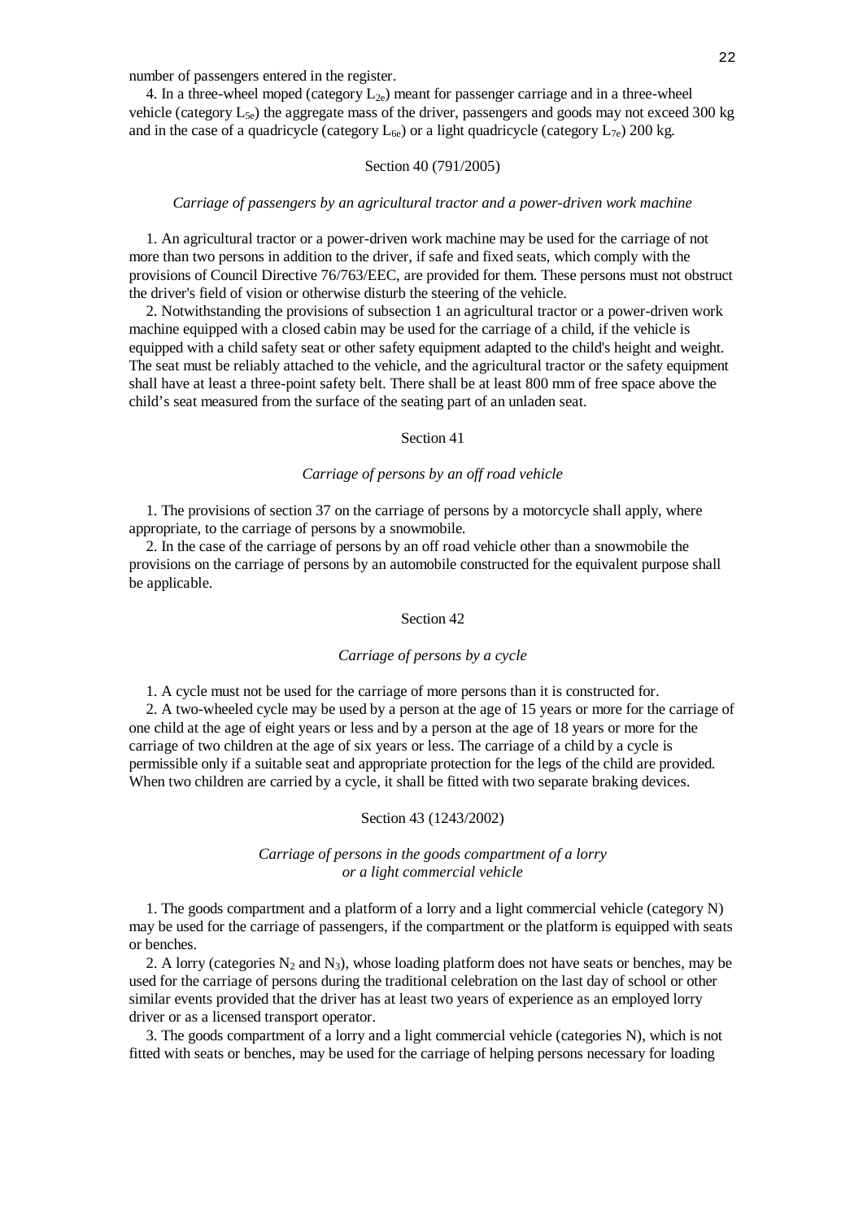number of passengers entered in the register.

4. In a three-wheel moped (category $L_{2e}$) meant for passenger carriage and in a three-wheel vehicle (category $L_{5e}$) the aggregate mass of the driver, passengers and goods may not exceed 300 kg and in the case of a quadricycle (category $L_{6e}$) or a light quadricycle (category $L_{7e}$) 200 kg.

### Section 40 (791/2005)

*Carriage of passengers by an agricultural tractor and a power-driven work machine*

1. An agricultural tractor or a power-driven work machine may be used for the carriage of not more than two persons in addition to the driver, if safe and fixed seats, which comply with the provisions of Council Directive 76/763/EEC, are provided for them. These persons must not obstruct the driver's field of vision or otherwise disturb the steering of the vehicle.

2. Notwithstanding the provisions of subsection 1 an agricultural tractor or a power-driven work machine equipped with a closed cabin may be used for the carriage of a child, if the vehicle is equipped with a child safety seat or other safety equipment adapted to the child's height and weight. The seat must be reliably attached to the vehicle, and the agricultural tractor or the safety equipment shall have at least a three-point safety belt. There shall be at least 800 mm of free space above the child's seat measured from the surface of the seating part of an unladen seat.

### Section 41

*Carriage of persons by an off road vehicle*

1. The provisions of section 37 on the carriage of persons by a motorcycle shall apply, where appropriate, to the carriage of persons by a snowmobile.

2. In the case of the carriage of persons by an off road vehicle other than a snowmobile the provisions on the carriage of persons by an automobile constructed for the equivalent purpose shall be applicable.

### Section 42

*Carriage of persons by a cycle*

1. A cycle must not be used for the carriage of more persons than it is constructed for.

2. A two-wheeled cycle may be used by a person at the age of 15 years or more for the carriage of one child at the age of eight years or less and by a person at the age of 18 years or more for the carriage of two children at the age of six years or less. The carriage of a child by a cycle is permissible only if a suitable seat and appropriate protection for the legs of the child are provided. When two children are carried by a cycle, it shall be fitted with two separate braking devices.

### Section 43 (1243/2002)

*Carriage of persons in the goods compartment of a lorry or a light commercial vehicle*

1. The goods compartment and a platform of a lorry and a light commercial vehicle (category N) may be used for the carriage of passengers, if the compartment or the platform is equipped with seats or benches.

2. A lorry (categories $N_2$ and $N_3$), whose loading platform does not have seats or benches, may be used for the carriage of persons during the traditional celebration on the last day of school or other similar events provided that the driver has at least two years of experience as an employed lorry driver or as a licensed transport operator.

3. The goods compartment of a lorry and a light commercial vehicle (categories N), which is not fitted with seats or benches, may be used for the carriage of helping persons necessary for loading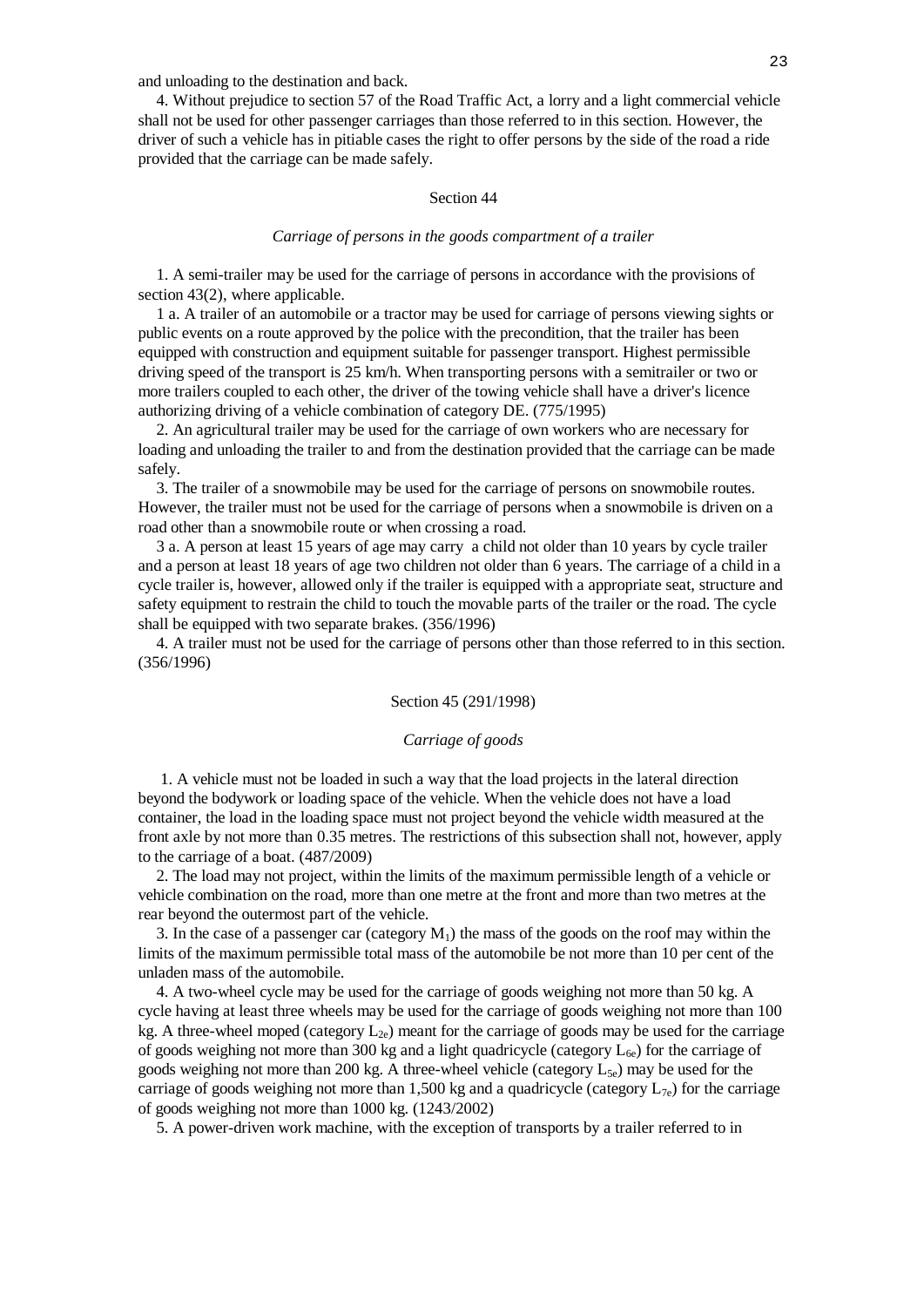and unloading to the destination and back.

4. Without prejudice to section 57 of the Road Traffic Act, a lorry and a light commercial vehicle shall not be used for other passenger carriages than those referred to in this section. However, the driver of such a vehicle has in pitiable cases the right to offer persons by the side of the road a ride provided that the carriage can be made safely.

### Section 44

*Carriage of persons in the goods compartment of a trailer*

1. A semi-trailer may be used for the carriage of persons in accordance with the provisions of section 43(2), where applicable.

1 a. A trailer of an automobile or a tractor may be used for carriage of persons viewing sights or public events on a route approved by the police with the precondition, that the trailer has been equipped with construction and equipment suitable for passenger transport. Highest permissible driving speed of the transport is 25 km/h. When transporting persons with a semitrailer or two or more trailers coupled to each other, the driver of the towing vehicle shall have a driver's licence authorizing driving of a vehicle combination of category DE. (775/1995)

2. An agricultural trailer may be used for the carriage of own workers who are necessary for loading and unloading the trailer to and from the destination provided that the carriage can be made safely.

3. The trailer of a snowmobile may be used for the carriage of persons on snowmobile routes. However, the trailer must not be used for the carriage of persons when a snowmobile is driven on a road other than a snowmobile route or when crossing a road.

3 a. A person at least 15 years of age may carry a child not older than 10 years by cycle trailer and a person at least 18 years of age two children not older than 6 years. The carriage of a child in a cycle trailer is, however, allowed only if the trailer is equipped with a appropriate seat, structure and safety equipment to restrain the child to touch the movable parts of the trailer or the road. The cycle shall be equipped with two separate brakes. (356/1996)

4. A trailer must not be used for the carriage of persons other than those referred to in this section. (356/1996)

### Section 45 (291/1998)

*Carriage of goods*

1. A vehicle must not be loaded in such a way that the load projects in the lateral direction beyond the bodywork or loading space of the vehicle. When the vehicle does not have a load container, the load in the loading space must not project beyond the vehicle width measured at the front axle by not more than 0.35 metres. The restrictions of this subsection shall not, however, apply to the carriage of a boat. (487/2009)

2. The load may not project, within the limits of the maximum permissible length of a vehicle or vehicle combination on the road, more than one metre at the front and more than two metres at the rear beyond the outermost part of the vehicle.

3. In the case of a passenger car (category $M_1$) the mass of the goods on the roof may within the limits of the maximum permissible total mass of the automobile be not more than 10 per cent of the unladen mass of the automobile.

4. A two-wheel cycle may be used for the carriage of goods weighing not more than 50 kg. A cycle having at least three wheels may be used for the carriage of goods weighing not more than 100 kg. A three-wheel moped (category $L_{2e}$) meant for the carriage of goods may be used for the carriage of goods weighing not more than 300 kg and a light quadricycle (category $L_{6e}$) for the carriage of goods weighing not more than 200 kg. A three-wheel vehicle (category $L_{5e}$) may be used for the carriage of goods weighing not more than 1,500 kg and a quadricycle (category $L_{7e}$) for the carriage of goods weighing not more than 1000 kg. (1243/2002)

5. A power-driven work machine, with the exception of transports by a trailer referred to in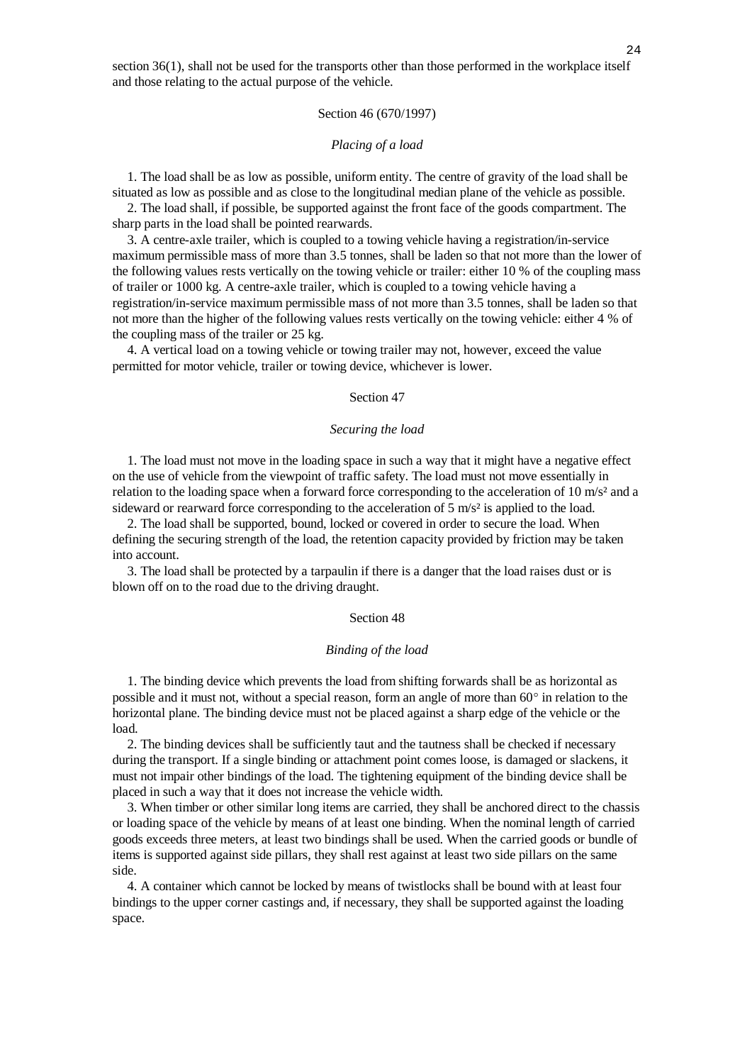section 36(1), shall not be used for the transports other than those performed in the workplace itself and those relating to the actual purpose of the vehicle.

Section 46 (670/1997)

*Placing of a load*

1. The load shall be as low as possible, uniform entity. The centre of gravity of the load shall be situated as low as possible and as close to the longitudinal median plane of the vehicle as possible.

2. The load shall, if possible, be supported against the front face of the goods compartment. The sharp parts in the load shall be pointed rearwards.

3. A centre-axle trailer, which is coupled to a towing vehicle having a registration/in-service maximum permissible mass of more than 3.5 tonnes, shall be laden so that not more than the lower of the following values rests vertically on the towing vehicle or trailer: either 10 % of the coupling mass of trailer or 1000 kg. A centre-axle trailer, which is coupled to a towing vehicle having a registration/in-service maximum permissible mass of not more than 3.5 tonnes, shall be laden so that not more than the higher of the following values rests vertically on the towing vehicle: either 4 % of the coupling mass of the trailer or 25 kg.

4. A vertical load on a towing vehicle or towing trailer may not, however, exceed the value permitted for motor vehicle, trailer or towing device, whichever is lower.

Section 47

*Securing the load*

1. The load must not move in the loading space in such a way that it might have a negative effect on the use of vehicle from the viewpoint of traffic safety. The load must not move essentially in relation to the loading space when a forward force corresponding to the acceleration of 10 $m/s^2$ and a sideward or rearward force corresponding to the acceleration of 5 $m/s^2$ is applied to the load.

2. The load shall be supported, bound, locked or covered in order to secure the load. When defining the securing strength of the load, the retention capacity provided by friction may be taken into account.

3. The load shall be protected by a tarpaulin if there is a danger that the load raises dust or is blown off on to the road due to the driving draught.

Section 48

*Binding of the load*

1. The binding device which prevents the load from shifting forwards shall be as horizontal as possible and it must not, without a special reason, form an angle of more than 60° in relation to the horizontal plane. The binding device must not be placed against a sharp edge of the vehicle or the load.

2. The binding devices shall be sufficiently taut and the tautness shall be checked if necessary during the transport. If a single binding or attachment point comes loose, is damaged or slackens, it must not impair other bindings of the load. The tightening equipment of the binding device shall be placed in such a way that it does not increase the vehicle width.

3. When timber or other similar long items are carried, they shall be anchored direct to the chassis or loading space of the vehicle by means of at least one binding. When the nominal length of carried goods exceeds three meters, at least two bindings shall be used. When the carried goods or bundle of items is supported against side pillars, they shall rest against at least two side pillars on the same side.

4. A container which cannot be locked by means of twistlocks shall be bound with at least four bindings to the upper corner castings and, if necessary, they shall be supported against the loading space.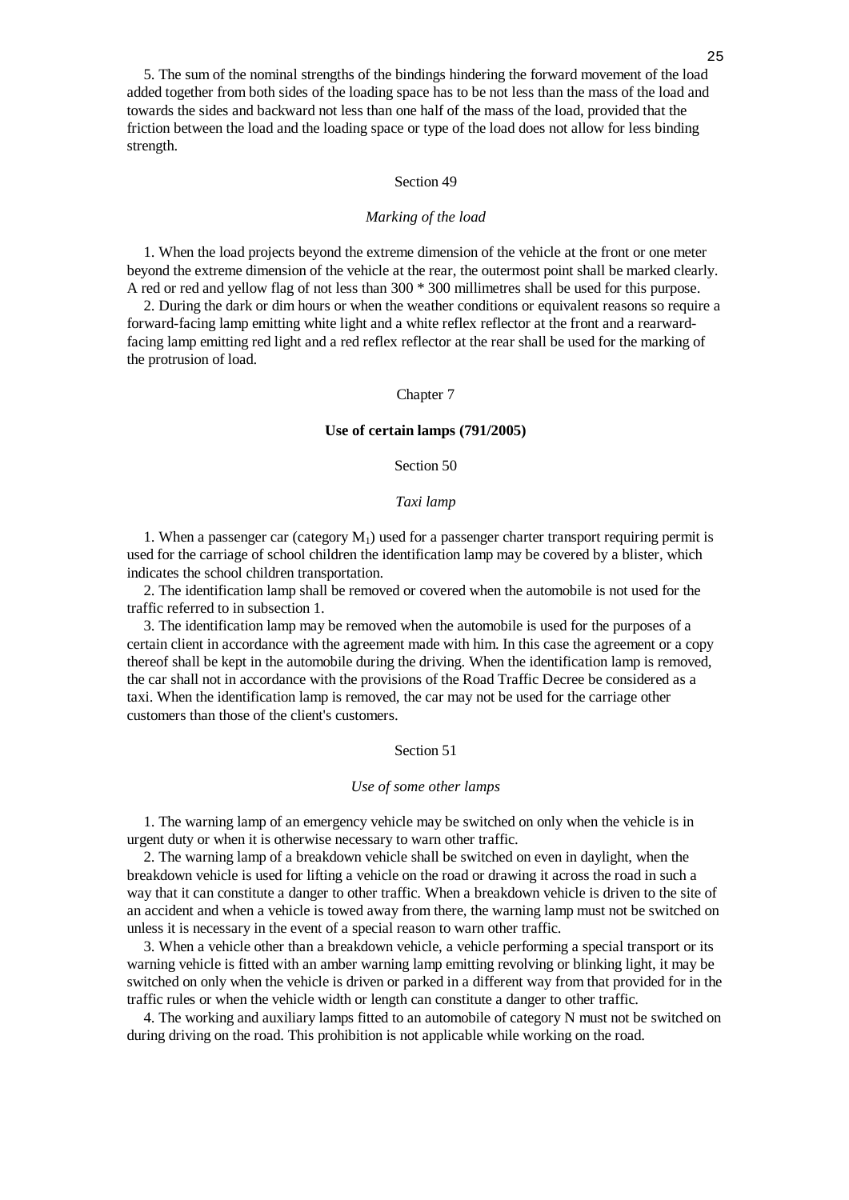5. The sum of the nominal strengths of the bindings hindering the forward movement of the load added together from both sides of the loading space has to be not less than the mass of the load and towards the sides and backward not less than one half of the mass of the load, provided that the friction between the load and the loading space or type of the load does not allow for less binding strength.

### Section 49

*Marking of the load*

1. When the load projects beyond the extreme dimension of the vehicle at the front or one meter beyond the extreme dimension of the vehicle at the rear, the outermost point shall be marked clearly. A red or red and yellow flag of not less than 300 * 300 millimetres shall be used for this purpose.

2. During the dark or dim hours or when the weather conditions or equivalent reasons so require a forward-facing lamp emitting white light and a white reflex reflector at the front and a rearward-facing lamp emitting red light and a red reflex reflector at the rear shall be used for the marking of the protrusion of load.

## Chapter 7

## **Use of certain lamps (791/2005)**

### Section 50

*Taxi lamp*

1. When a passenger car (category $M_1$) used for a passenger charter transport requiring permit is used for the carriage of school children the identification lamp may be covered by a blister, which indicates the school children transportation.

2. The identification lamp shall be removed or covered when the automobile is not used for the traffic referred to in subsection 1.

3. The identification lamp may be removed when the automobile is used for the purposes of a certain client in accordance with the agreement made with him. In this case the agreement or a copy thereof shall be kept in the automobile during the driving. When the identification lamp is removed, the car shall not in accordance with the provisions of the Road Traffic Decree be considered as a taxi. When the identification lamp is removed, the car may not be used for the carriage other customers than those of the client's customers.

### Section 51

*Use of some other lamps*

1. The warning lamp of an emergency vehicle may be switched on only when the vehicle is in urgent duty or when it is otherwise necessary to warn other traffic.

2. The warning lamp of a breakdown vehicle shall be switched on even in daylight, when the breakdown vehicle is used for lifting a vehicle on the road or drawing it across the road in such a way that it can constitute a danger to other traffic. When a breakdown vehicle is driven to the site of an accident and when a vehicle is towed away from there, the warning lamp must not be switched on unless it is necessary in the event of a special reason to warn other traffic.

3. When a vehicle other than a breakdown vehicle, a vehicle performing a special transport or its warning vehicle is fitted with an amber warning lamp emitting revolving or blinking light, it may be switched on only when the vehicle is driven or parked in a different way from that provided for in the traffic rules or when the vehicle width or length can constitute a danger to other traffic.

4. The working and auxiliary lamps fitted to an automobile of category N must not be switched on during driving on the road. This prohibition is not applicable while working on the road.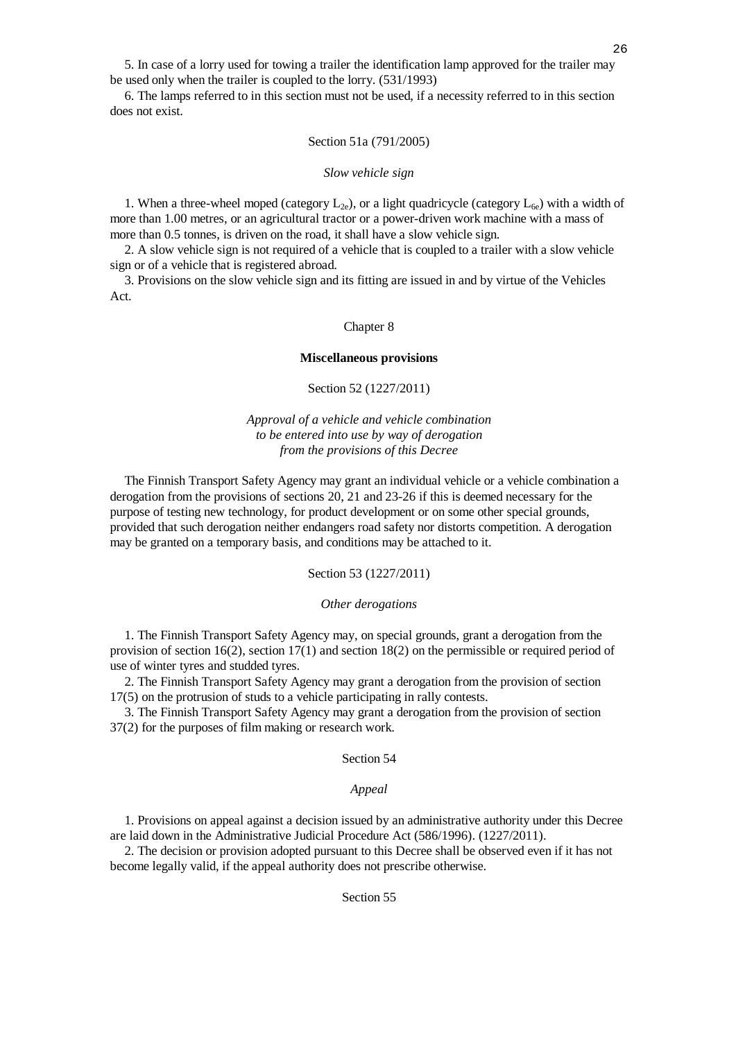5. In case of a lorry used for towing a trailer the identification lamp approved for the trailer may be used only when the trailer is coupled to the lorry. (531/1993)

6. The lamps referred to in this section must not be used, if a necessity referred to in this section does not exist.

Section 51a (791/2005)

*Slow vehicle sign*

1. When a three-wheel moped (category $L_{2e}$), or a light quadricycle (category $L_{6e}$) with a width of more than 1.00 metres, or an agricultural tractor or a power-driven work machine with a mass of more than 0.5 tonnes, is driven on the road, it shall have a slow vehicle sign.

2. A slow vehicle sign is not required of a vehicle that is coupled to a trailer with a slow vehicle sign or of a vehicle that is registered abroad.

3. Provisions on the slow vehicle sign and its fitting are issued in and by virtue of the Vehicles Act.

## Chapter 8

## **Miscellaneous provisions**

Section 52 (1227/2011)

*Approval of a vehicle and vehicle combination to be entered into use by way of derogation from the provisions of this Decree*

The Finnish Transport Safety Agency may grant an individual vehicle or a vehicle combination a derogation from the provisions of sections 20, 21 and 23-26 if this is deemed necessary for the purpose of testing new technology, for product development or on some other special grounds, provided that such derogation neither endangers road safety nor distorts competition. A derogation may be granted on a temporary basis, and conditions may be attached to it.

Section 53 (1227/2011)

*Other derogations*

1. The Finnish Transport Safety Agency may, on special grounds, grant a derogation from the provision of section 16(2), section 17(1) and section 18(2) on the permissible or required period of use of winter tyres and studded tyres.

2. The Finnish Transport Safety Agency may grant a derogation from the provision of section 17(5) on the protrusion of studs to a vehicle participating in rally contests.

3. The Finnish Transport Safety Agency may grant a derogation from the provision of section 37(2) for the purposes of film making or research work.

Section 54

*Appeal*

1. Provisions on appeal against a decision issued by an administrative authority under this Decree are laid down in the Administrative Judicial Procedure Act (586/1996). (1227/2011).

2. The decision or provision adopted pursuant to this Decree shall be observed even if it has not become legally valid, if the appeal authority does not prescribe otherwise.

Section 55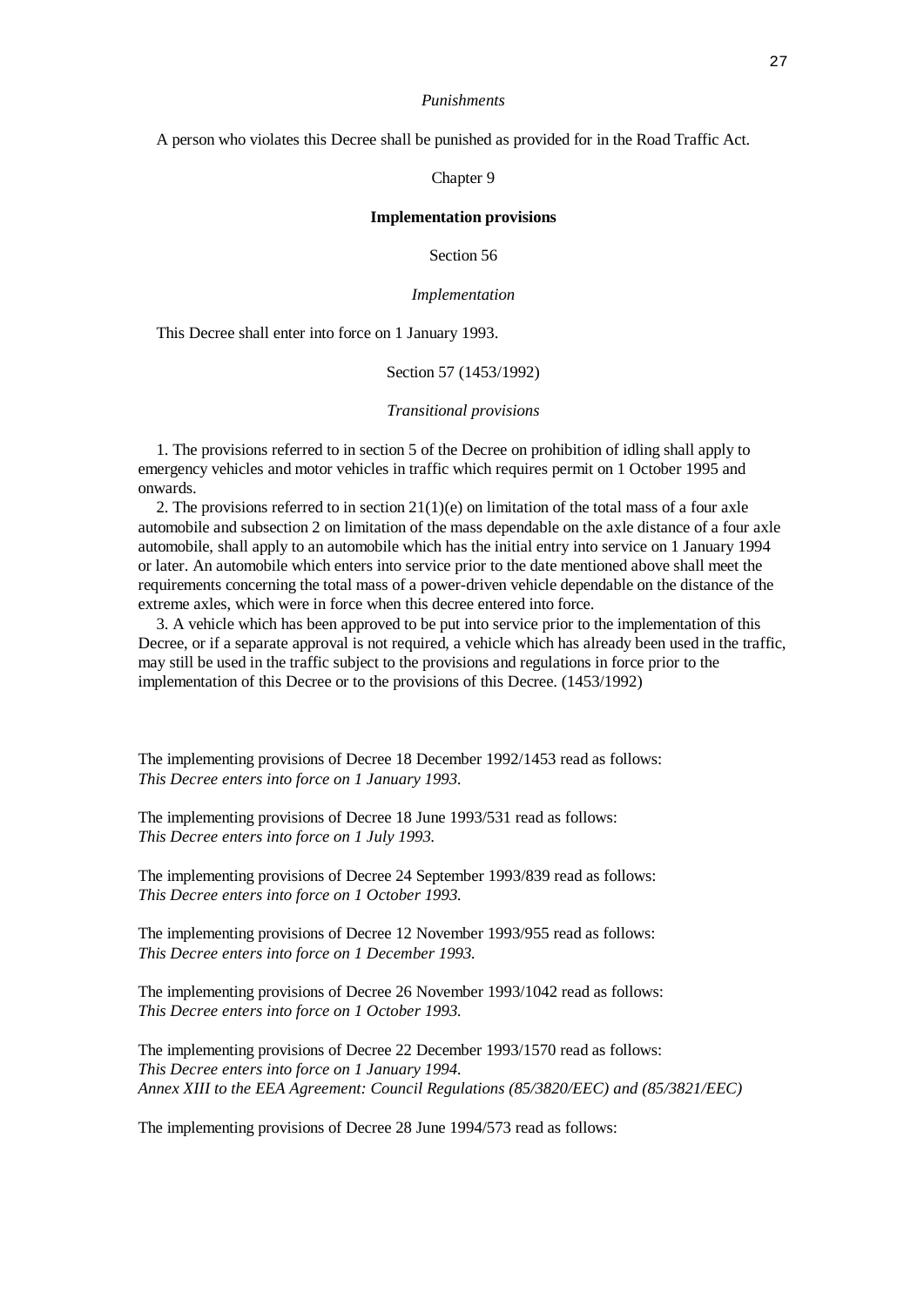*Punishments*

A person who violates this Decree shall be punished as provided for in the Road Traffic Act.

Chapter 9

**Implementation provisions**

Section 56

*Implementation*

This Decree shall enter into force on 1 January 1993.

Section 57 (1453/1992)

*Transitional provisions*

1. The provisions referred to in section 5 of the Decree on prohibition of idling shall apply to emergency vehicles and motor vehicles in traffic which requires permit on 1 October 1995 and onwards.

2. The provisions referred to in section 21(1)(e) on limitation of the total mass of a four axle automobile and subsection 2 on limitation of the mass dependable on the axle distance of a four axle automobile, shall apply to an automobile which has the initial entry into service on 1 January 1994 or later. An automobile which enters into service prior to the date mentioned above shall meet the requirements concerning the total mass of a power-driven vehicle dependable on the distance of the extreme axles, which were in force when this decree entered into force.

3. A vehicle which has been approved to be put into service prior to the implementation of this Decree, or if a separate approval is not required, a vehicle which has already been used in the traffic, may still be used in the traffic subject to the provisions and regulations in force prior to the implementation of this Decree or to the provisions of this Decree. (1453/1992)

The implementing provisions of Decree 18 December 1992/1453 read as follows:
*This Decree enters into force on 1 January 1993.*

The implementing provisions of Decree 18 June 1993/531 read as follows:
*This Decree enters into force on 1 July 1993.*

The implementing provisions of Decree 24 September 1993/839 read as follows:
*This Decree enters into force on 1 October 1993.*

The implementing provisions of Decree 12 November 1993/955 read as follows:
*This Decree enters into force on 1 December 1993.*

The implementing provisions of Decree 26 November 1993/1042 read as follows:
*This Decree enters into force on 1 October 1993.*

The implementing provisions of Decree 22 December 1993/1570 read as follows:
*This Decree enters into force on 1 January 1994.*
*Annex XIII to the EEA Agreement: Council Regulations (85/3820/EEC) and (85/3821/EEC)*

The implementing provisions of Decree 28 June 1994/573 read as follows: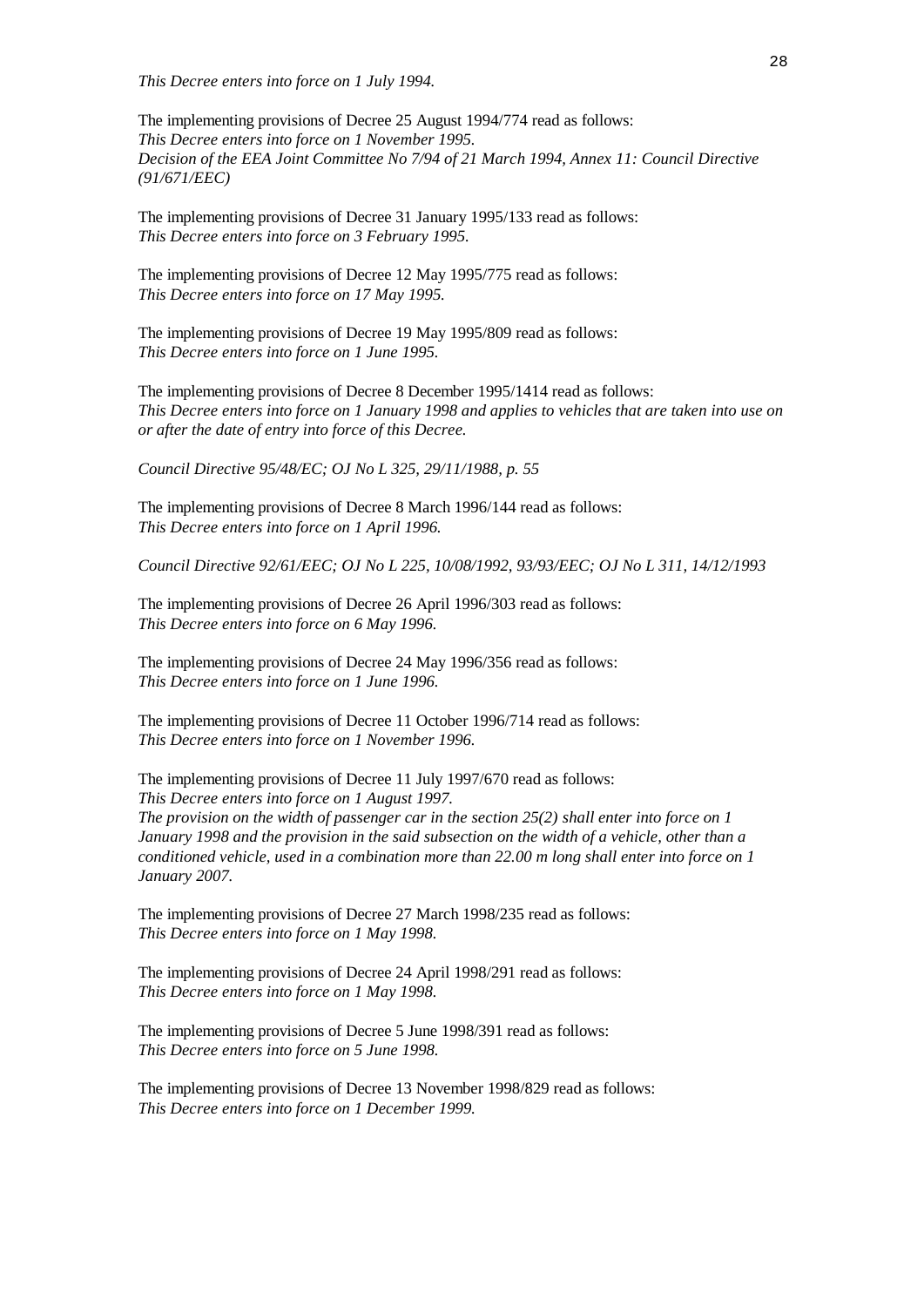*This Decree enters into force on 1 July 1994.*

The implementing provisions of Decree 25 August 1994/774 read as follows:
*This Decree enters into force on 1 November 1995.*
*Decision of the EEA Joint Committee No 7/94 of 21 March 1994, Annex 11: Council Directive (91/671/EEC)*

The implementing provisions of Decree 31 January 1995/133 read as follows:
*This Decree enters into force on 3 February 1995.*

The implementing provisions of Decree 12 May 1995/775 read as follows:
*This Decree enters into force on 17 May 1995.*

The implementing provisions of Decree 19 May 1995/809 read as follows:
*This Decree enters into force on 1 June 1995.*

The implementing provisions of Decree 8 December 1995/1414 read as follows:
*This Decree enters into force on 1 January 1998 and applies to vehicles that are taken into use on or after the date of entry into force of this Decree.*

*Council Directive 95/48/EC; OJ No L 325, 29/11/1988, p. 55*

The implementing provisions of Decree 8 March 1996/144 read as follows:
*This Decree enters into force on 1 April 1996.*

*Council Directive 92/61/EEC; OJ No L 225, 10/08/1992, 93/93/EEC; OJ No L 311, 14/12/1993*

The implementing provisions of Decree 26 April 1996/303 read as follows:
*This Decree enters into force on 6 May 1996.*

The implementing provisions of Decree 24 May 1996/356 read as follows:
*This Decree enters into force on 1 June 1996.*

The implementing provisions of Decree 11 October 1996/714 read as follows:
*This Decree enters into force on 1 November 1996.*

The implementing provisions of Decree 11 July 1997/670 read as follows:
*This Decree enters into force on 1 August 1997.*
*The provision on the width of passenger car in the section 25(2) shall enter into force on 1 January 1998 and the provision in the said subsection on the width of a vehicle, other than a conditioned vehicle, used in a combination more than 22.00 m long shall enter into force on 1 January 2007.*

The implementing provisions of Decree 27 March 1998/235 read as follows:
*This Decree enters into force on 1 May 1998.*

The implementing provisions of Decree 24 April 1998/291 read as follows:
*This Decree enters into force on 1 May 1998.*

The implementing provisions of Decree 5 June 1998/391 read as follows:
*This Decree enters into force on 5 June 1998.*

The implementing provisions of Decree 13 November 1998/829 read as follows:
*This Decree enters into force on 1 December 1999.*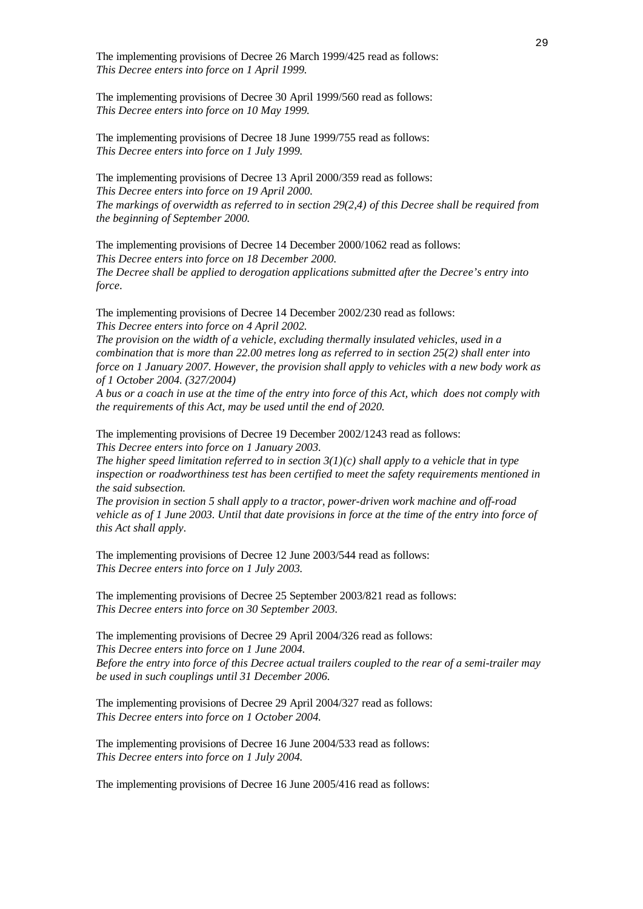The implementing provisions of Decree 26 March 1999/425 read as follows:
*This Decree enters into force on 1 April 1999.*

The implementing provisions of Decree 30 April 1999/560 read as follows:
*This Decree enters into force on 10 May 1999.*

The implementing provisions of Decree 18 June 1999/755 read as follows:
*This Decree enters into force on 1 July 1999.*

The implementing provisions of Decree 13 April 2000/359 read as follows:
*This Decree enters into force on 19 April 2000.*
*The markings of overwidth as referred to in section 29(2,4) of this Decree shall be required from the beginning of September 2000.*

The implementing provisions of Decree 14 December 2000/1062 read as follows:
*This Decree enters into force on 18 December 2000.*
*The Decree shall be applied to derogation applications submitted after the Decree's entry into force.*

The implementing provisions of Decree 14 December 2002/230 read as follows:
*This Decree enters into force on 4 April 2002.*
*The provision on the width of a vehicle, excluding thermally insulated vehicles, used in a combination that is more than 22.00 metres long as referred to in section 25(2) shall enter into force on 1 January 2007. However, the provision shall apply to vehicles with a new body work as of 1 October 2004. (327/2004)*
*A bus or a coach in use at the time of the entry into force of this Act, which does not comply with the requirements of this Act, may be used until the end of 2020.*

The implementing provisions of Decree 19 December 2002/1243 read as follows:
*This Decree enters into force on 1 January 2003.*
*The higher speed limitation referred to in section 3(1)(c) shall apply to a vehicle that in type inspection or roadworthiness test has been certified to meet the safety requirements mentioned in the said subsection.*
*The provision in section 5 shall apply to a tractor, power-driven work machine and off-road vehicle as of 1 June 2003. Until that date provisions in force at the time of the entry into force of this Act shall apply.*

The implementing provisions of Decree 12 June 2003/544 read as follows:
*This Decree enters into force on 1 July 2003.*

The implementing provisions of Decree 25 September 2003/821 read as follows:
*This Decree enters into force on 30 September 2003.*

The implementing provisions of Decree 29 April 2004/326 read as follows:
*This Decree enters into force on 1 June 2004.*
*Before the entry into force of this Decree actual trailers coupled to the rear of a semi-trailer may be used in such couplings until 31 December 2006.*

The implementing provisions of Decree 29 April 2004/327 read as follows:
*This Decree enters into force on 1 October 2004.*

The implementing provisions of Decree 16 June 2004/533 read as follows:
*This Decree enters into force on 1 July 2004.*

The implementing provisions of Decree 16 June 2005/416 read as follows: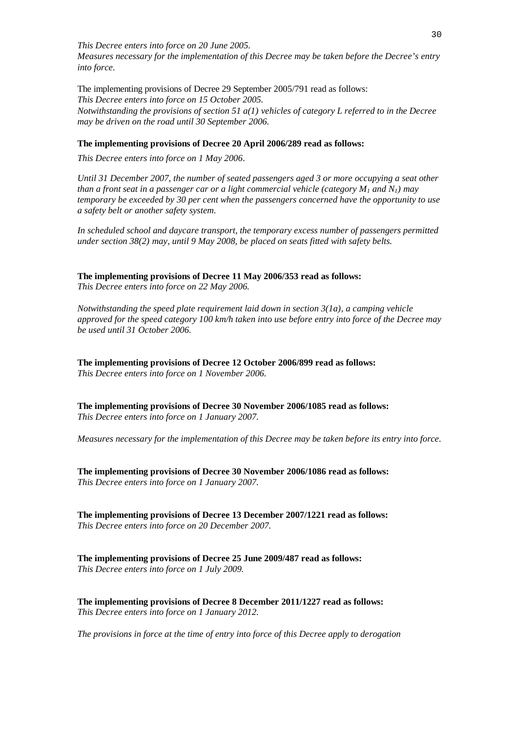*This Decree enters into force on 20 June 2005.*
*Measures necessary for the implementation of this Decree may be taken before the Decree's entry into force.*

The implementing provisions of Decree 29 September 2005/791 read as follows:
*This Decree enters into force on 15 October 2005.*
*Notwithstanding the provisions of section 51 a(1) vehicles of category L referred to in the Decree may be driven on the road until 30 September 2006.*

**The implementing provisions of Decree 20 April 2006/289 read as follows:**

*This Decree enters into force on 1 May 2006.*

*Until 31 December 2007, the number of seated passengers aged 3 or more occupying a seat other than a front seat in a passenger car or a light commercial vehicle (category $M_1$ and $N_1$) may temporary be exceeded by 30 per cent when the passengers concerned have the opportunity to use a safety belt or another safety system.*

*In scheduled school and daycare transport, the temporary excess number of passengers permitted under section 38(2) may, until 9 May 2008, be placed on seats fitted with safety belts.*

**The implementing provisions of Decree 11 May 2006/353 read as follows:**
*This Decree enters into force on 22 May 2006.*

*Notwithstanding the speed plate requirement laid down in section 3(1a), a camping vehicle approved for the speed category 100 km/h taken into use before entry into force of the Decree may be used until 31 October 2006.*

**The implementing provisions of Decree 12 October 2006/899 read as follows:**
*This Decree enters into force on 1 November 2006.*

**The implementing provisions of Decree 30 November 2006/1085 read as follows:**
*This Decree enters into force on 1 January 2007.*

*Measures necessary for the implementation of this Decree may be taken before its entry into force.*

**The implementing provisions of Decree 30 November 2006/1086 read as follows:**
*This Decree enters into force on 1 January 2007.*

**The implementing provisions of Decree 13 December 2007/1221 read as follows:**
*This Decree enters into force on 20 December 2007.*

**The implementing provisions of Decree 25 June 2009/487 read as follows:**
*This Decree enters into force on 1 July 2009.*

**The implementing provisions of Decree 8 December 2011/1227 read as follows:**
*This Decree enters into force on 1 January 2012.*

*The provisions in force at the time of entry into force of this Decree apply to derogation*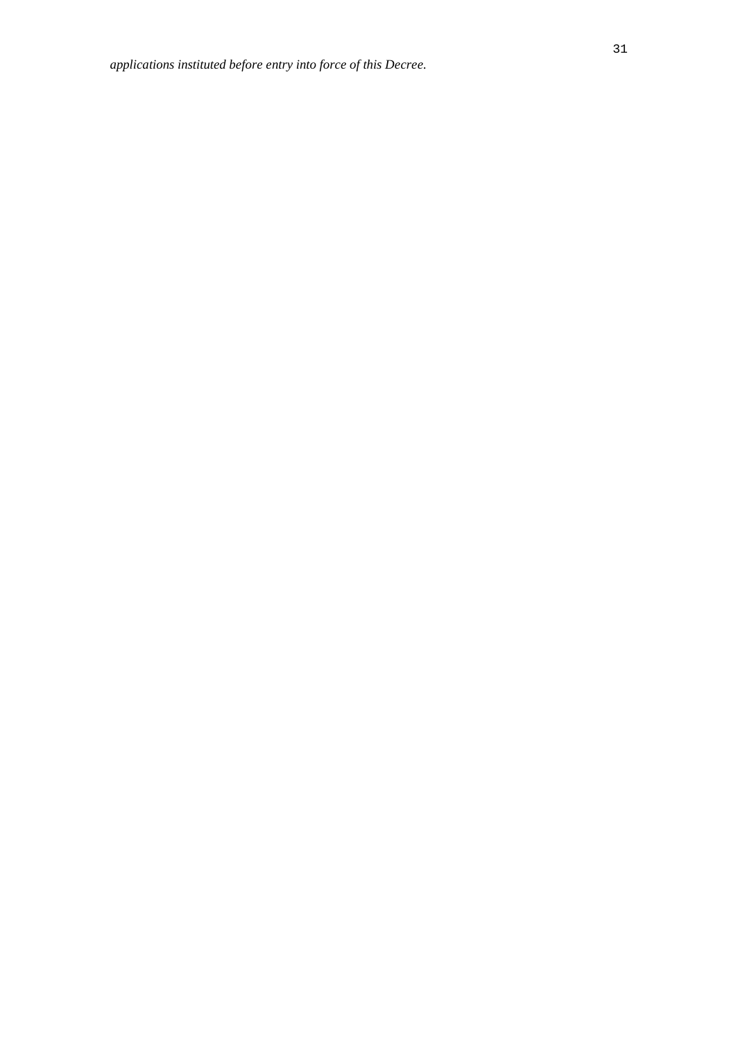*applications instituted before entry into force of this Decree.*